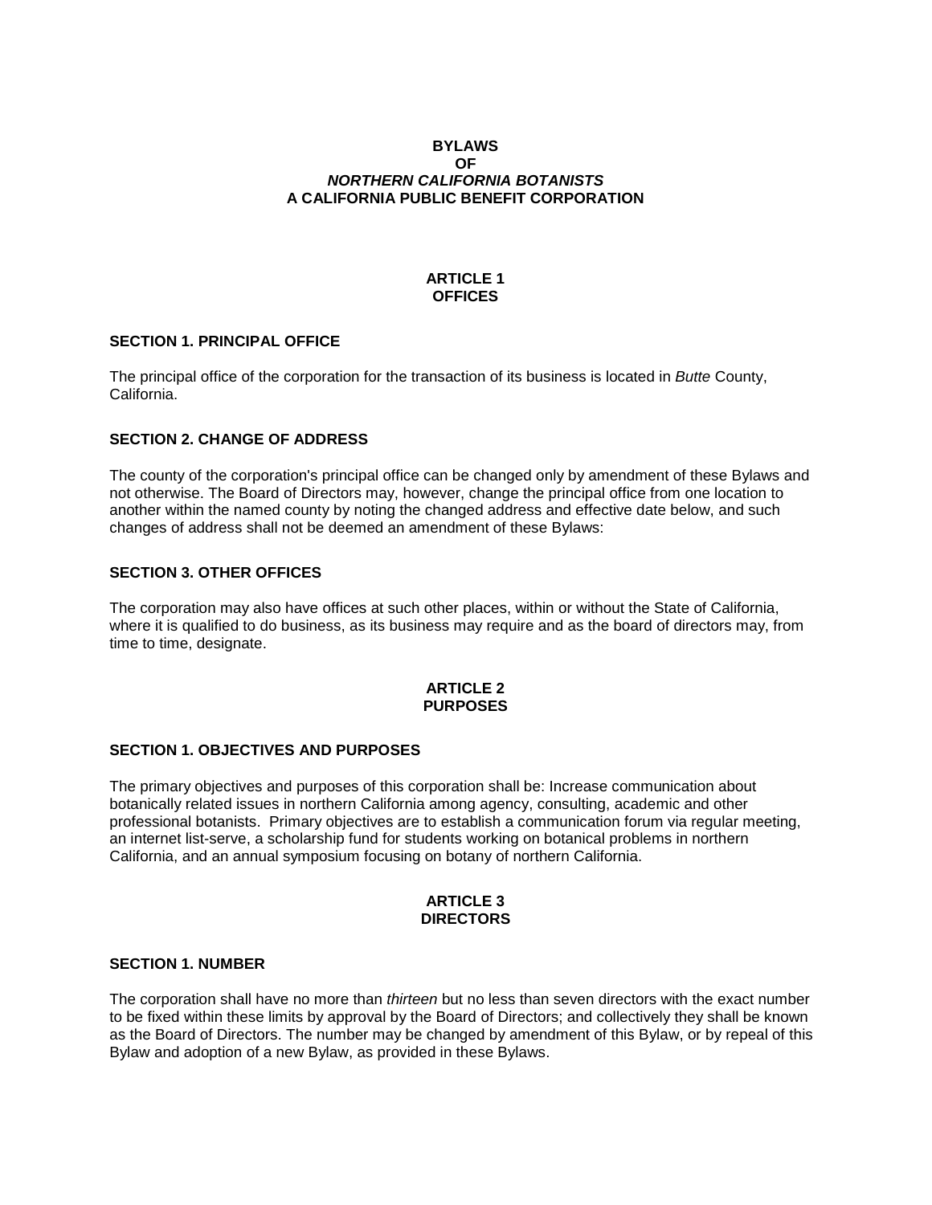# BYLAWS
# OF
# *NORTHERN CALIFORNIA BOTANISTS*
# A CALIFORNIA PUBLIC BENEFIT CORPORATION

## ARTICLE 1
## OFFICES

### SECTION 1. PRINCIPAL OFFICE

The principal office of the corporation for the transaction of its business is located in *Butte* County, California.

### SECTION 2. CHANGE OF ADDRESS

The county of the corporation's principal office can be changed only by amendment of these Bylaws and not otherwise. The Board of Directors may, however, change the principal office from one location to another within the named county by noting the changed address and effective date below, and such changes of address shall not be deemed an amendment of these Bylaws:

### SECTION 3. OTHER OFFICES

The corporation may also have offices at such other places, within or without the State of California, where it is qualified to do business, as its business may require and as the board of directors may, from time to time, designate.

## ARTICLE 2
## PURPOSES

### SECTION 1. OBJECTIVES AND PURPOSES

The primary objectives and purposes of this corporation shall be: Increase communication about botanically related issues in northern California among agency, consulting, academic and other professional botanists. Primary objectives are to establish a communication forum via regular meeting, an internet list-serve, a scholarship fund for students working on botanical problems in northern California, and an annual symposium focusing on botany of northern California.

## ARTICLE 3
## DIRECTORS

### SECTION 1. NUMBER

The corporation shall have no more than *thirteen* but no less than seven directors with the exact number to be fixed within these limits by approval by the Board of Directors; and collectively they shall be known as the Board of Directors. The number may be changed by amendment of this Bylaw, or by repeal of this Bylaw and adoption of a new Bylaw, as provided in these Bylaws.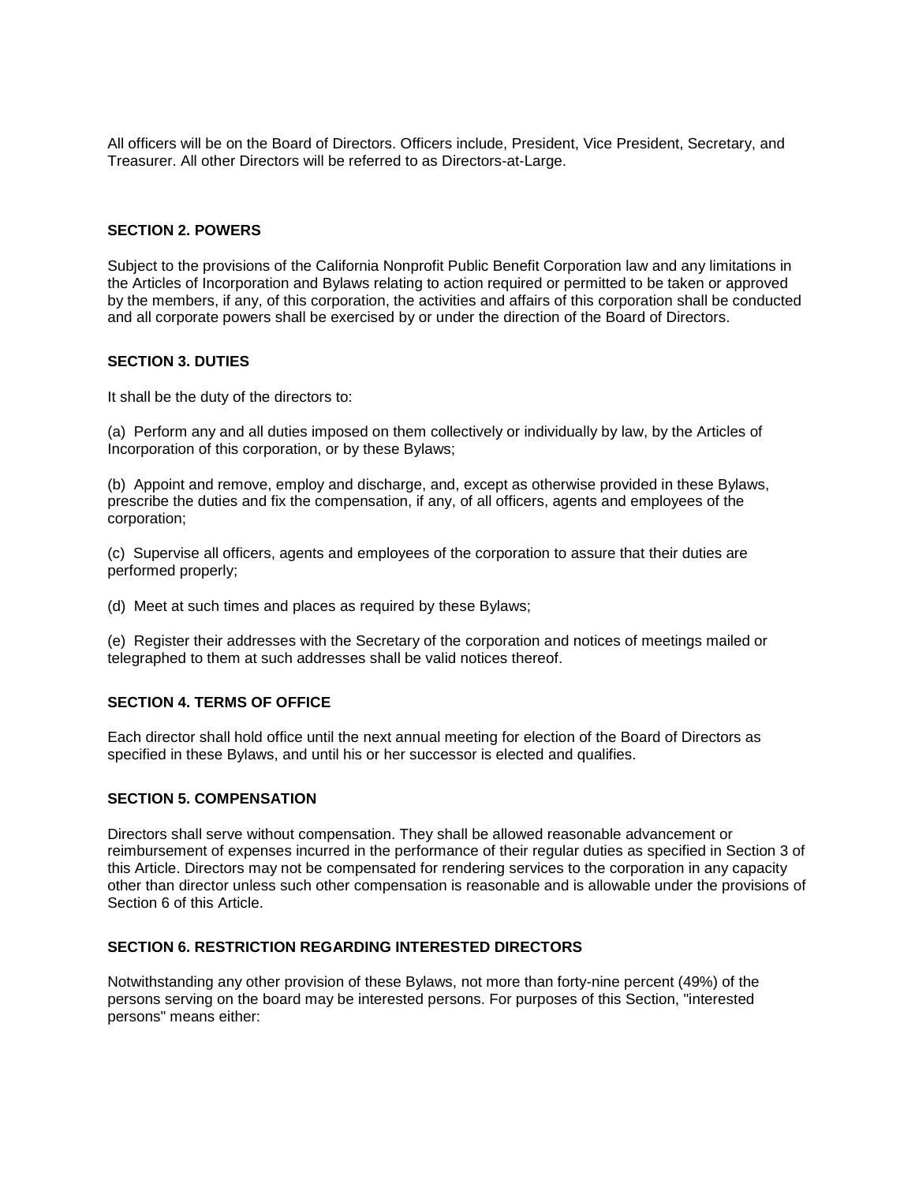All officers will be on the Board of Directors. Officers include, President, Vice President, Secretary, and Treasurer. All other Directors will be referred to as Directors-at-Large.

**SECTION 2. POWERS**

Subject to the provisions of the California Nonprofit Public Benefit Corporation law and any limitations in the Articles of Incorporation and Bylaws relating to action required or permitted to be taken or approved by the members, if any, of this corporation, the activities and affairs of this corporation shall be conducted and all corporate powers shall be exercised by or under the direction of the Board of Directors.

**SECTION 3. DUTIES**

It shall be the duty of the directors to:

(a) Perform any and all duties imposed on them collectively or individually by law, by the Articles of Incorporation of this corporation, or by these Bylaws;

(b) Appoint and remove, employ and discharge, and, except as otherwise provided in these Bylaws, prescribe the duties and fix the compensation, if any, of all officers, agents and employees of the corporation;

(c) Supervise all officers, agents and employees of the corporation to assure that their duties are performed properly;

(d) Meet at such times and places as required by these Bylaws;

(e) Register their addresses with the Secretary of the corporation and notices of meetings mailed or telegraphed to them at such addresses shall be valid notices thereof.

**SECTION 4. TERMS OF OFFICE**

Each director shall hold office until the next annual meeting for election of the Board of Directors as specified in these Bylaws, and until his or her successor is elected and qualifies.

**SECTION 5. COMPENSATION**

Directors shall serve without compensation. They shall be allowed reasonable advancement or reimbursement of expenses incurred in the performance of their regular duties as specified in Section 3 of this Article. Directors may not be compensated for rendering services to the corporation in any capacity other than director unless such other compensation is reasonable and is allowable under the provisions of Section 6 of this Article.

**SECTION 6. RESTRICTION REGARDING INTERESTED DIRECTORS**

Notwithstanding any other provision of these Bylaws, not more than forty-nine percent (49%) of the persons serving on the board may be interested persons. For purposes of this Section, "interested persons" means either: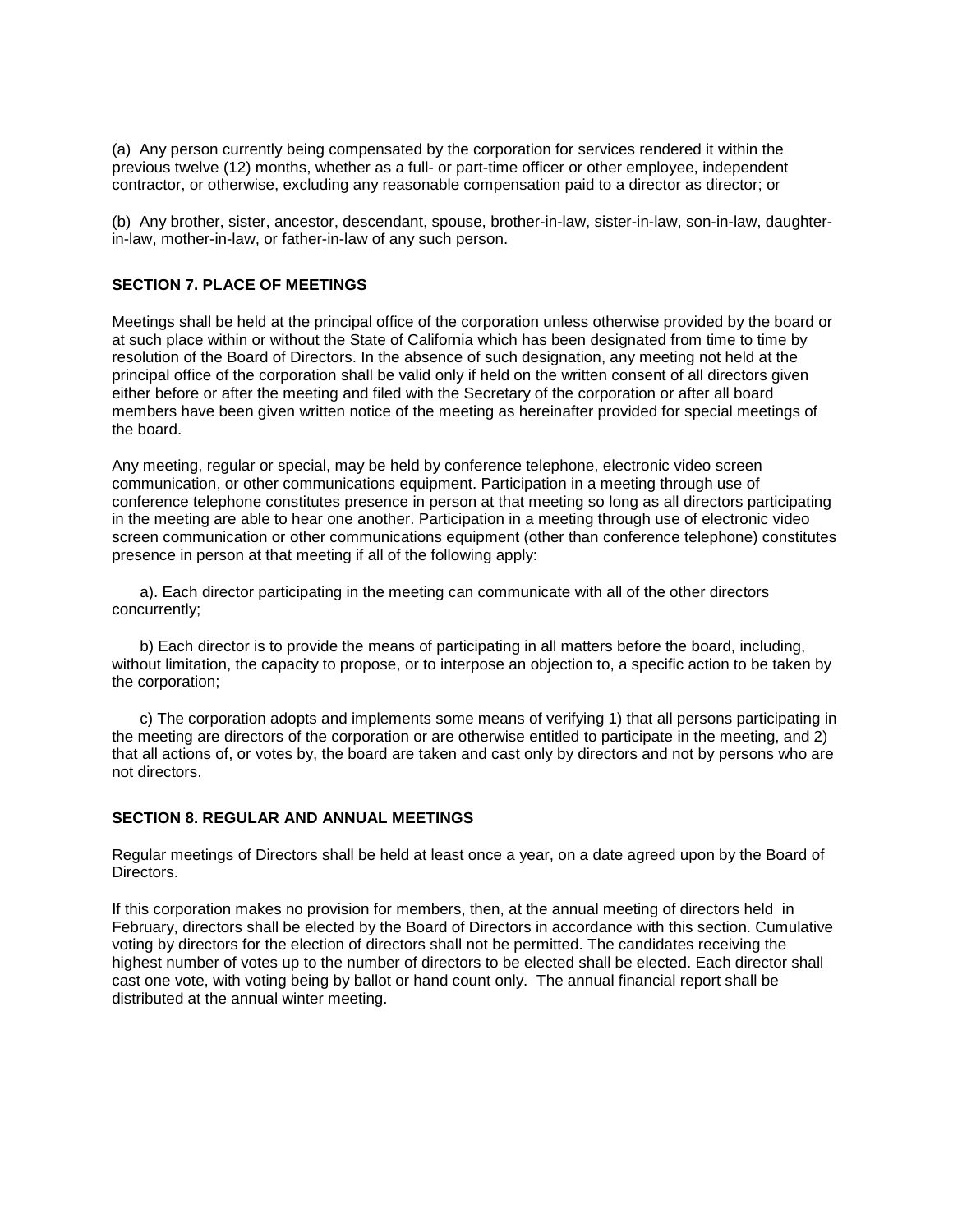(a) Any person currently being compensated by the corporation for services rendered it within the previous twelve (12) months, whether as a full- or part-time officer or other employee, independent contractor, or otherwise, excluding any reasonable compensation paid to a director as director; or

(b) Any brother, sister, ancestor, descendant, spouse, brother-in-law, sister-in-law, son-in-law, daughter-in-law, mother-in-law, or father-in-law of any such person.

### SECTION 7. PLACE OF MEETINGS

Meetings shall be held at the principal office of the corporation unless otherwise provided by the board or at such place within or without the State of California which has been designated from time to time by resolution of the Board of Directors. In the absence of such designation, any meeting not held at the principal office of the corporation shall be valid only if held on the written consent of all directors given either before or after the meeting and filed with the Secretary of the corporation or after all board members have been given written notice of the meeting as hereinafter provided for special meetings of the board.

Any meeting, regular or special, may be held by conference telephone, electronic video screen communication, or other communications equipment. Participation in a meeting through use of conference telephone constitutes presence in person at that meeting so long as all directors participating in the meeting are able to hear one another. Participation in a meeting through use of electronic video screen communication or other communications equipment (other than conference telephone) constitutes presence in person at that meeting if all of the following apply:

a). Each director participating in the meeting can communicate with all of the other directors concurrently;

b) Each director is to provide the means of participating in all matters before the board, including, without limitation, the capacity to propose, or to interpose an objection to, a specific action to be taken by the corporation;

c) The corporation adopts and implements some means of verifying 1) that all persons participating in the meeting are directors of the corporation or are otherwise entitled to participate in the meeting, and 2) that all actions of, or votes by, the board are taken and cast only by directors and not by persons who are not directors.

### SECTION 8. REGULAR AND ANNUAL MEETINGS

Regular meetings of Directors shall be held at least once a year, on a date agreed upon by the Board of Directors.

If this corporation makes no provision for members, then, at the annual meeting of directors held in February, directors shall be elected by the Board of Directors in accordance with this section. Cumulative voting by directors for the election of directors shall not be permitted. The candidates receiving the highest number of votes up to the number of directors to be elected shall be elected. Each director shall cast one vote, with voting being by ballot or hand count only. The annual financial report shall be distributed at the annual winter meeting.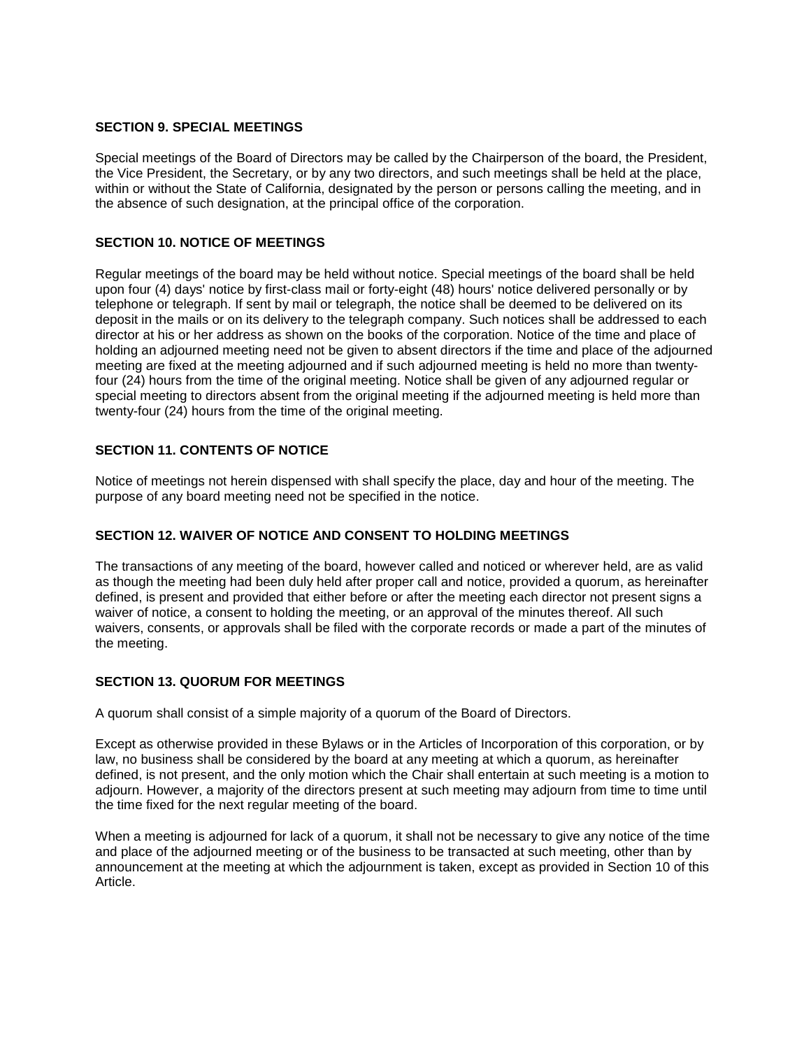**SECTION 9. SPECIAL MEETINGS**

Special meetings of the Board of Directors may be called by the Chairperson of the board, the President, the Vice President, the Secretary, or by any two directors, and such meetings shall be held at the place, within or without the State of California, designated by the person or persons calling the meeting, and in the absence of such designation, at the principal office of the corporation.

**SECTION 10. NOTICE OF MEETINGS**

Regular meetings of the board may be held without notice. Special meetings of the board shall be held upon four (4) days' notice by first-class mail or forty-eight (48) hours' notice delivered personally or by telephone or telegraph. If sent by mail or telegraph, the notice shall be deemed to be delivered on its deposit in the mails or on its delivery to the telegraph company. Such notices shall be addressed to each director at his or her address as shown on the books of the corporation. Notice of the time and place of holding an adjourned meeting need not be given to absent directors if the time and place of the adjourned meeting are fixed at the meeting adjourned and if such adjourned meeting is held no more than twenty-four (24) hours from the time of the original meeting. Notice shall be given of any adjourned regular or special meeting to directors absent from the original meeting if the adjourned meeting is held more than twenty-four (24) hours from the time of the original meeting.

**SECTION 11. CONTENTS OF NOTICE**

Notice of meetings not herein dispensed with shall specify the place, day and hour of the meeting. The purpose of any board meeting need not be specified in the notice.

**SECTION 12. WAIVER OF NOTICE AND CONSENT TO HOLDING MEETINGS**

The transactions of any meeting of the board, however called and noticed or wherever held, are as valid as though the meeting had been duly held after proper call and notice, provided a quorum, as hereinafter defined, is present and provided that either before or after the meeting each director not present signs a waiver of notice, a consent to holding the meeting, or an approval of the minutes thereof. All such waivers, consents, or approvals shall be filed with the corporate records or made a part of the minutes of the meeting.

**SECTION 13. QUORUM FOR MEETINGS**

A quorum shall consist of a simple majority of a quorum of the Board of Directors.

Except as otherwise provided in these Bylaws or in the Articles of Incorporation of this corporation, or by law, no business shall be considered by the board at any meeting at which a quorum, as hereinafter defined, is not present, and the only motion which the Chair shall entertain at such meeting is a motion to adjourn. However, a majority of the directors present at such meeting may adjourn from time to time until the time fixed for the next regular meeting of the board.

When a meeting is adjourned for lack of a quorum, it shall not be necessary to give any notice of the time and place of the adjourned meeting or of the business to be transacted at such meeting, other than by announcement at the meeting at which the adjournment is taken, except as provided in Section 10 of this Article.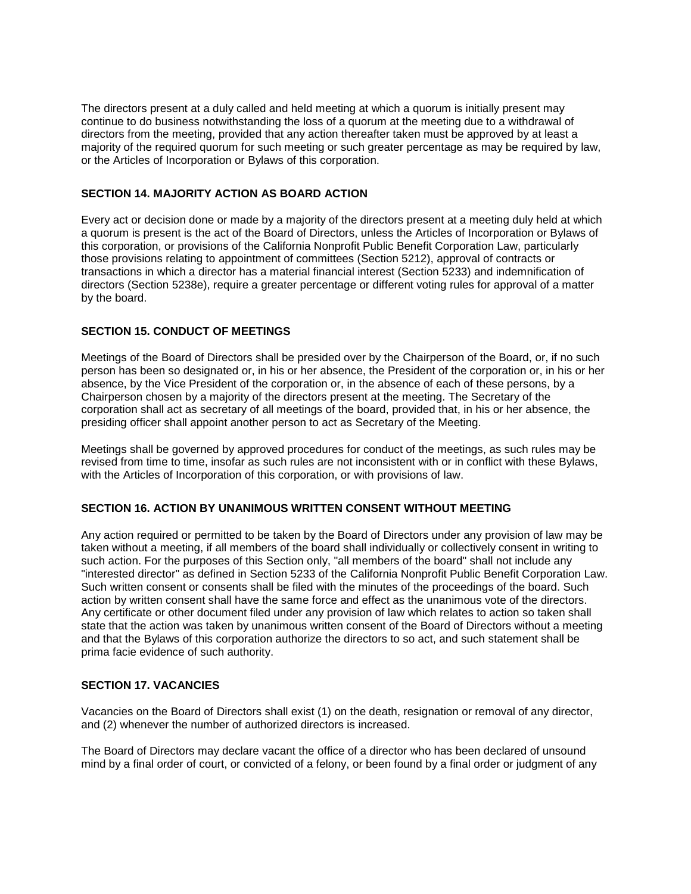The directors present at a duly called and held meeting at which a quorum is initially present may continue to do business notwithstanding the loss of a quorum at the meeting due to a withdrawal of directors from the meeting, provided that any action thereafter taken must be approved by at least a majority of the required quorum for such meeting or such greater percentage as may be required by law, or the Articles of Incorporation or Bylaws of this corporation.

### SECTION 14. MAJORITY ACTION AS BOARD ACTION

Every act or decision done or made by a majority of the directors present at a meeting duly held at which a quorum is present is the act of the Board of Directors, unless the Articles of Incorporation or Bylaws of this corporation, or provisions of the California Nonprofit Public Benefit Corporation Law, particularly those provisions relating to appointment of committees (Section 5212), approval of contracts or transactions in which a director has a material financial interest (Section 5233) and indemnification of directors (Section 5238e), require a greater percentage or different voting rules for approval of a matter by the board.

### SECTION 15. CONDUCT OF MEETINGS

Meetings of the Board of Directors shall be presided over by the Chairperson of the Board, or, if no such person has been so designated or, in his or her absence, the President of the corporation or, in his or her absence, by the Vice President of the corporation or, in the absence of each of these persons, by a Chairperson chosen by a majority of the directors present at the meeting. The Secretary of the corporation shall act as secretary of all meetings of the board, provided that, in his or her absence, the presiding officer shall appoint another person to act as Secretary of the Meeting.

Meetings shall be governed by approved procedures for conduct of the meetings, as such rules may be revised from time to time, insofar as such rules are not inconsistent with or in conflict with these Bylaws, with the Articles of Incorporation of this corporation, or with provisions of law.

### SECTION 16. ACTION BY UNANIMOUS WRITTEN CONSENT WITHOUT MEETING

Any action required or permitted to be taken by the Board of Directors under any provision of law may be taken without a meeting, if all members of the board shall individually or collectively consent in writing to such action. For the purposes of this Section only, "all members of the board" shall not include any "interested director" as defined in Section 5233 of the California Nonprofit Public Benefit Corporation Law. Such written consent or consents shall be filed with the minutes of the proceedings of the board. Such action by written consent shall have the same force and effect as the unanimous vote of the directors. Any certificate or other document filed under any provision of law which relates to action so taken shall state that the action was taken by unanimous written consent of the Board of Directors without a meeting and that the Bylaws of this corporation authorize the directors to so act, and such statement shall be prima facie evidence of such authority.

### SECTION 17. VACANCIES

Vacancies on the Board of Directors shall exist (1) on the death, resignation or removal of any director, and (2) whenever the number of authorized directors is increased.

The Board of Directors may declare vacant the office of a director who has been declared of unsound mind by a final order of court, or convicted of a felony, or been found by a final order or judgment of any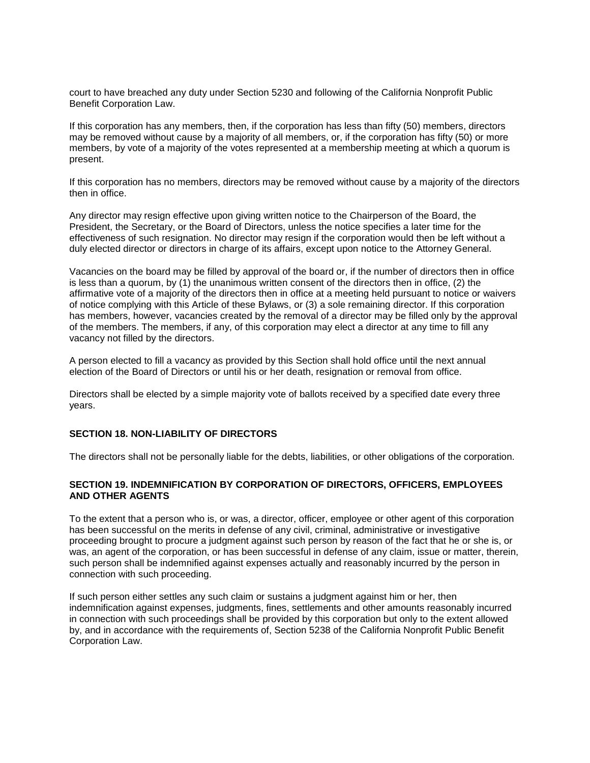court to have breached any duty under Section 5230 and following of the California Nonprofit Public Benefit Corporation Law.

If this corporation has any members, then, if the corporation has less than fifty (50) members, directors may be removed without cause by a majority of all members, or, if the corporation has fifty (50) or more members, by vote of a majority of the votes represented at a membership meeting at which a quorum is present.

If this corporation has no members, directors may be removed without cause by a majority of the directors then in office.

Any director may resign effective upon giving written notice to the Chairperson of the Board, the President, the Secretary, or the Board of Directors, unless the notice specifies a later time for the effectiveness of such resignation. No director may resign if the corporation would then be left without a duly elected director or directors in charge of its affairs, except upon notice to the Attorney General.

Vacancies on the board may be filled by approval of the board or, if the number of directors then in office is less than a quorum, by (1) the unanimous written consent of the directors then in office, (2) the affirmative vote of a majority of the directors then in office at a meeting held pursuant to notice or waivers of notice complying with this Article of these Bylaws, or (3) a sole remaining director. If this corporation has members, however, vacancies created by the removal of a director may be filled only by the approval of the members. The members, if any, of this corporation may elect a director at any time to fill any vacancy not filled by the directors.

A person elected to fill a vacancy as provided by this Section shall hold office until the next annual election of the Board of Directors or until his or her death, resignation or removal from office.

Directors shall be elected by a simple majority vote of ballots received by a specified date every three years.

**SECTION 18. NON-LIABILITY OF DIRECTORS**

The directors shall not be personally liable for the debts, liabilities, or other obligations of the corporation.

**SECTION 19. INDEMNIFICATION BY CORPORATION OF DIRECTORS, OFFICERS, EMPLOYEES AND OTHER AGENTS**

To the extent that a person who is, or was, a director, officer, employee or other agent of this corporation has been successful on the merits in defense of any civil, criminal, administrative or investigative proceeding brought to procure a judgment against such person by reason of the fact that he or she is, or was, an agent of the corporation, or has been successful in defense of any claim, issue or matter, therein, such person shall be indemnified against expenses actually and reasonably incurred by the person in connection with such proceeding.

If such person either settles any such claim or sustains a judgment against him or her, then indemnification against expenses, judgments, fines, settlements and other amounts reasonably incurred in connection with such proceedings shall be provided by this corporation but only to the extent allowed by, and in accordance with the requirements of, Section 5238 of the California Nonprofit Public Benefit Corporation Law.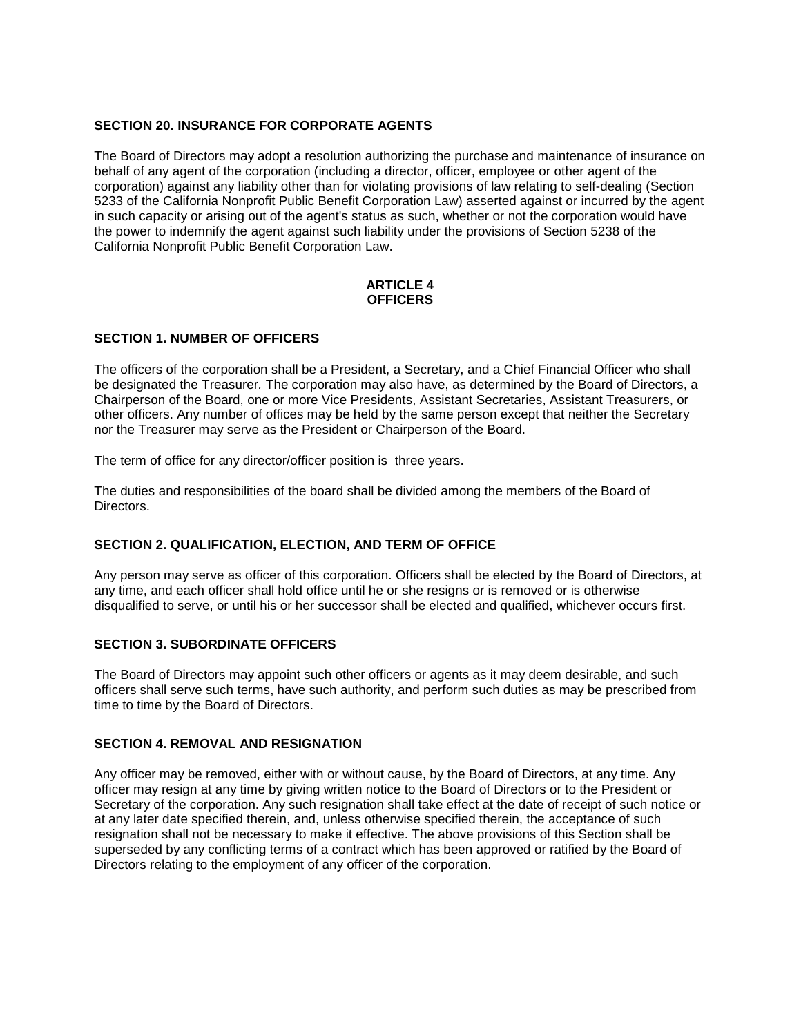### SECTION 20. INSURANCE FOR CORPORATE AGENTS

The Board of Directors may adopt a resolution authorizing the purchase and maintenance of insurance on behalf of any agent of the corporation (including a director, officer, employee or other agent of the corporation) against any liability other than for violating provisions of law relating to self-dealing (Section 5233 of the California Nonprofit Public Benefit Corporation Law) asserted against or incurred by the agent in such capacity or arising out of the agent's status as such, whether or not the corporation would have the power to indemnify the agent against such liability under the provisions of Section 5238 of the California Nonprofit Public Benefit Corporation Law.

## ARTICLE 4
## OFFICERS

### SECTION 1. NUMBER OF OFFICERS

The officers of the corporation shall be a President, a Secretary, and a Chief Financial Officer who shall be designated the Treasurer. The corporation may also have, as determined by the Board of Directors, a Chairperson of the Board, one or more Vice Presidents, Assistant Secretaries, Assistant Treasurers, or other officers. Any number of offices may be held by the same person except that neither the Secretary nor the Treasurer may serve as the President or Chairperson of the Board.

The term of office for any director/officer position is three years.

The duties and responsibilities of the board shall be divided among the members of the Board of Directors.

### SECTION 2. QUALIFICATION, ELECTION, AND TERM OF OFFICE

Any person may serve as officer of this corporation. Officers shall be elected by the Board of Directors, at any time, and each officer shall hold office until he or she resigns or is removed or is otherwise disqualified to serve, or until his or her successor shall be elected and qualified, whichever occurs first.

### SECTION 3. SUBORDINATE OFFICERS

The Board of Directors may appoint such other officers or agents as it may deem desirable, and such officers shall serve such terms, have such authority, and perform such duties as may be prescribed from time to time by the Board of Directors.

### SECTION 4. REMOVAL AND RESIGNATION

Any officer may be removed, either with or without cause, by the Board of Directors, at any time. Any officer may resign at any time by giving written notice to the Board of Directors or to the President or Secretary of the corporation. Any such resignation shall take effect at the date of receipt of such notice or at any later date specified therein, and, unless otherwise specified therein, the acceptance of such resignation shall not be necessary to make it effective. The above provisions of this Section shall be superseded by any conflicting terms of a contract which has been approved or ratified by the Board of Directors relating to the employment of any officer of the corporation.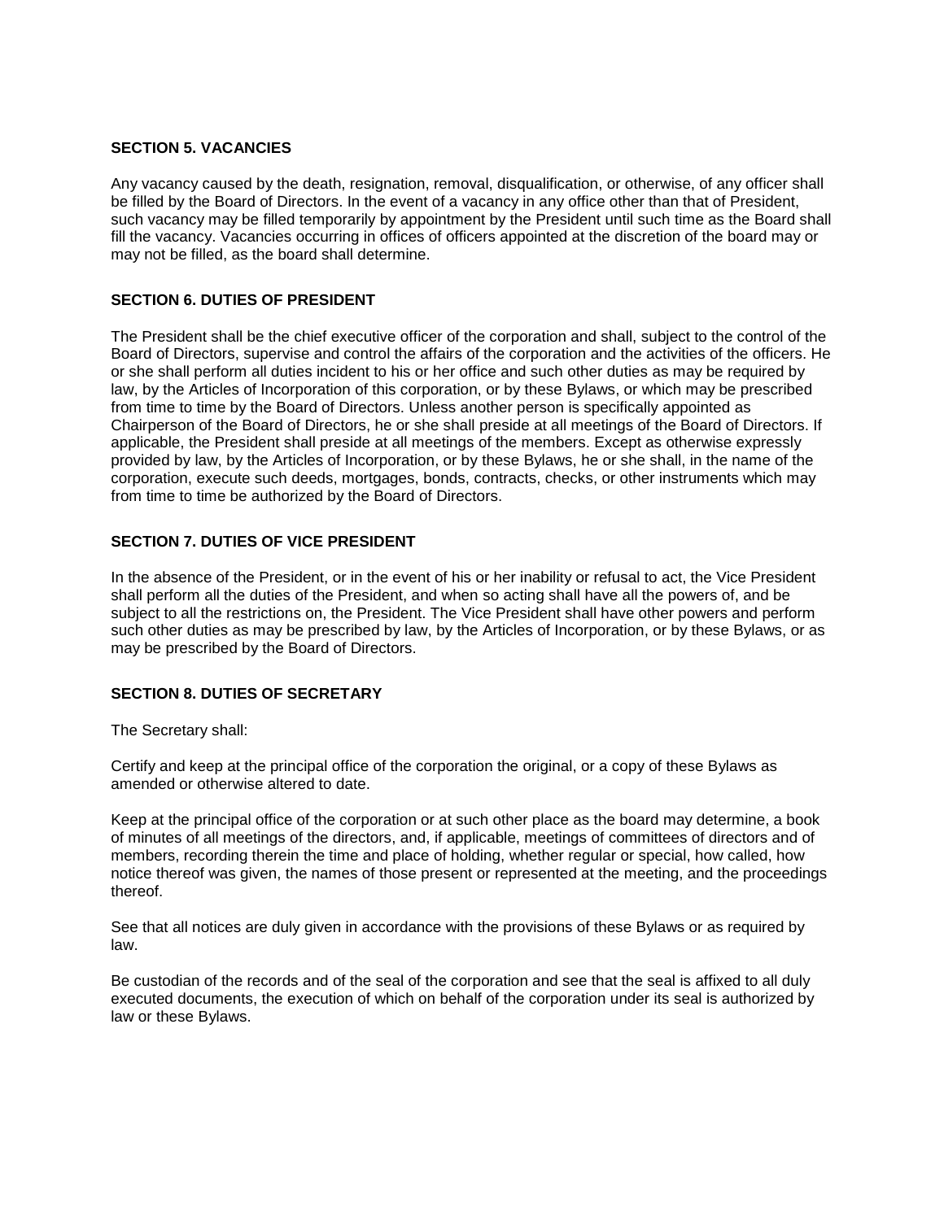**SECTION 5. VACANCIES**

Any vacancy caused by the death, resignation, removal, disqualification, or otherwise, of any officer shall be filled by the Board of Directors. In the event of a vacancy in any office other than that of President, such vacancy may be filled temporarily by appointment by the President until such time as the Board shall fill the vacancy. Vacancies occurring in offices of officers appointed at the discretion of the board may or may not be filled, as the board shall determine.

**SECTION 6. DUTIES OF PRESIDENT**

The President shall be the chief executive officer of the corporation and shall, subject to the control of the Board of Directors, supervise and control the affairs of the corporation and the activities of the officers. He or she shall perform all duties incident to his or her office and such other duties as may be required by law, by the Articles of Incorporation of this corporation, or by these Bylaws, or which may be prescribed from time to time by the Board of Directors. Unless another person is specifically appointed as Chairperson of the Board of Directors, he or she shall preside at all meetings of the Board of Directors. If applicable, the President shall preside at all meetings of the members. Except as otherwise expressly provided by law, by the Articles of Incorporation, or by these Bylaws, he or she shall, in the name of the corporation, execute such deeds, mortgages, bonds, contracts, checks, or other instruments which may from time to time be authorized by the Board of Directors.

**SECTION 7. DUTIES OF VICE PRESIDENT**

In the absence of the President, or in the event of his or her inability or refusal to act, the Vice President shall perform all the duties of the President, and when so acting shall have all the powers of, and be subject to all the restrictions on, the President. The Vice President shall have other powers and perform such other duties as may be prescribed by law, by the Articles of Incorporation, or by these Bylaws, or as may be prescribed by the Board of Directors.

**SECTION 8. DUTIES OF SECRETARY**

The Secretary shall:

Certify and keep at the principal office of the corporation the original, or a copy of these Bylaws as amended or otherwise altered to date.

Keep at the principal office of the corporation or at such other place as the board may determine, a book of minutes of all meetings of the directors, and, if applicable, meetings of committees of directors and of members, recording therein the time and place of holding, whether regular or special, how called, how notice thereof was given, the names of those present or represented at the meeting, and the proceedings thereof.

See that all notices are duly given in accordance with the provisions of these Bylaws or as required by law.

Be custodian of the records and of the seal of the corporation and see that the seal is affixed to all duly executed documents, the execution of which on behalf of the corporation under its seal is authorized by law or these Bylaws.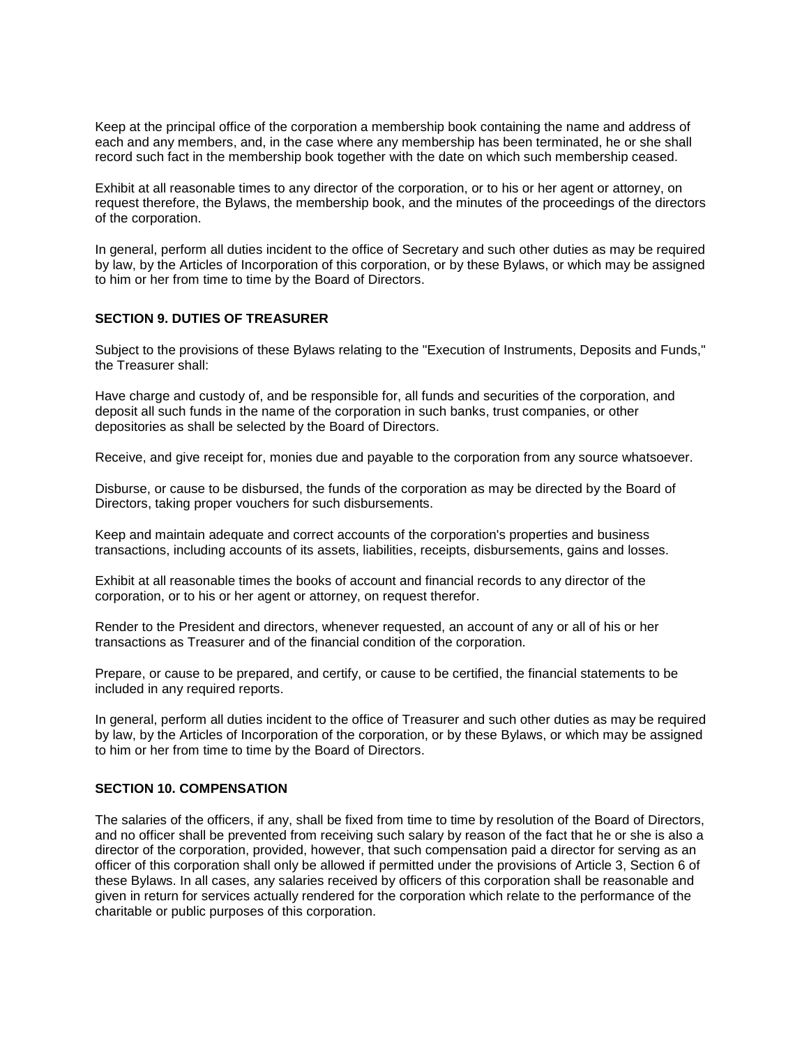Keep at the principal office of the corporation a membership book containing the name and address of each and any members, and, in the case where any membership has been terminated, he or she shall record such fact in the membership book together with the date on which such membership ceased.

Exhibit at all reasonable times to any director of the corporation, or to his or her agent or attorney, on request therefore, the Bylaws, the membership book, and the minutes of the proceedings of the directors of the corporation.

In general, perform all duties incident to the office of Secretary and such other duties as may be required by law, by the Articles of Incorporation of this corporation, or by these Bylaws, or which may be assigned to him or her from time to time by the Board of Directors.

### SECTION 9. DUTIES OF TREASURER

Subject to the provisions of these Bylaws relating to the "Execution of Instruments, Deposits and Funds," the Treasurer shall:

Have charge and custody of, and be responsible for, all funds and securities of the corporation, and deposit all such funds in the name of the corporation in such banks, trust companies, or other depositories as shall be selected by the Board of Directors.

Receive, and give receipt for, monies due and payable to the corporation from any source whatsoever.

Disburse, or cause to be disbursed, the funds of the corporation as may be directed by the Board of Directors, taking proper vouchers for such disbursements.

Keep and maintain adequate and correct accounts of the corporation's properties and business transactions, including accounts of its assets, liabilities, receipts, disbursements, gains and losses.

Exhibit at all reasonable times the books of account and financial records to any director of the corporation, or to his or her agent or attorney, on request therefor.

Render to the President and directors, whenever requested, an account of any or all of his or her transactions as Treasurer and of the financial condition of the corporation.

Prepare, or cause to be prepared, and certify, or cause to be certified, the financial statements to be included in any required reports.

In general, perform all duties incident to the office of Treasurer and such other duties as may be required by law, by the Articles of Incorporation of the corporation, or by these Bylaws, or which may be assigned to him or her from time to time by the Board of Directors.

### SECTION 10. COMPENSATION

The salaries of the officers, if any, shall be fixed from time to time by resolution of the Board of Directors, and no officer shall be prevented from receiving such salary by reason of the fact that he or she is also a director of the corporation, provided, however, that such compensation paid a director for serving as an officer of this corporation shall only be allowed if permitted under the provisions of Article 3, Section 6 of these Bylaws. In all cases, any salaries received by officers of this corporation shall be reasonable and given in return for services actually rendered for the corporation which relate to the performance of the charitable or public purposes of this corporation.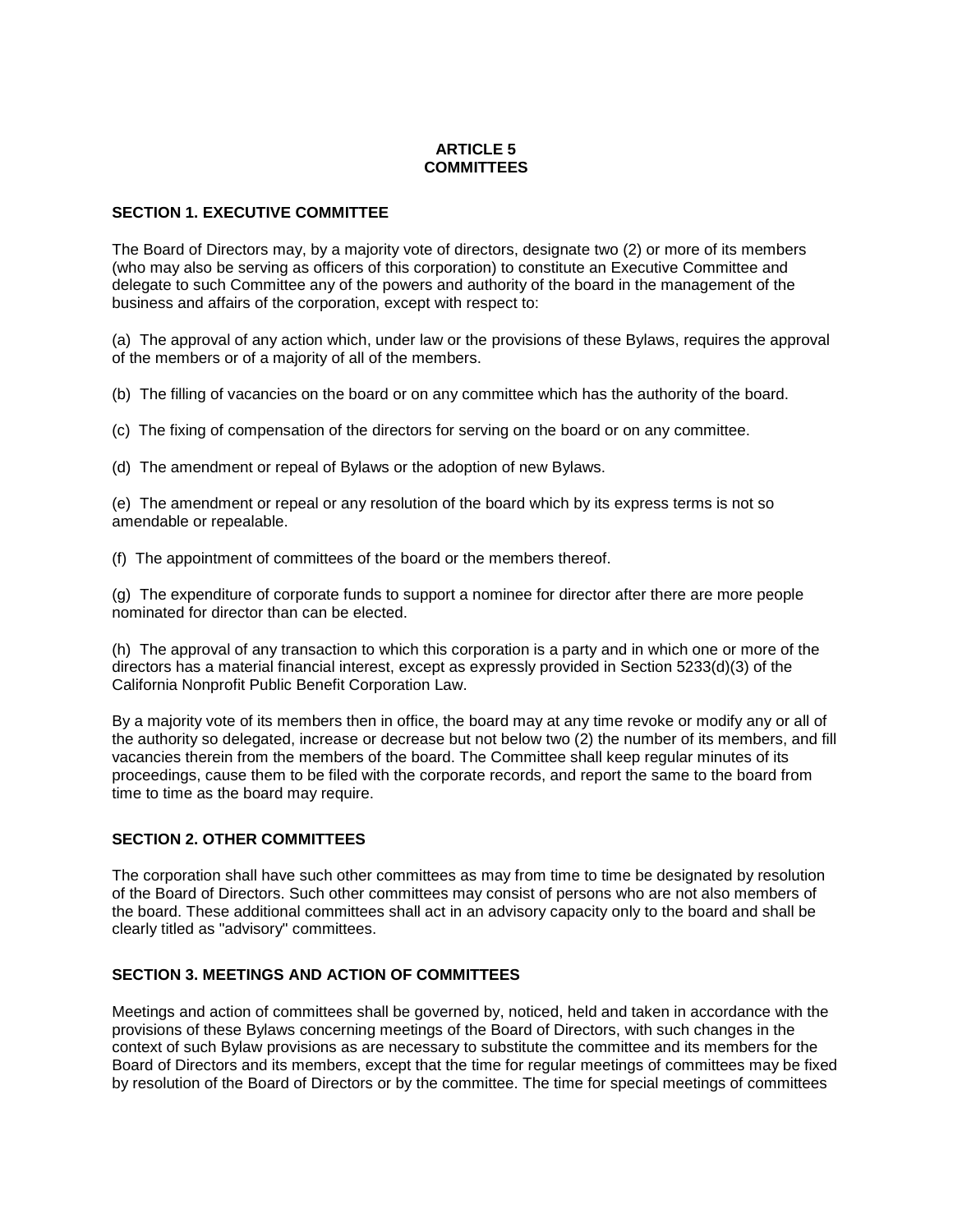# ARTICLE 5
# COMMITTEES

### SECTION 1. EXECUTIVE COMMITTEE

The Board of Directors may, by a majority vote of directors, designate two (2) or more of its members (who may also be serving as officers of this corporation) to constitute an Executive Committee and delegate to such Committee any of the powers and authority of the board in the management of the business and affairs of the corporation, except with respect to:

(a) The approval of any action which, under law or the provisions of these Bylaws, requires the approval of the members or of a majority of all of the members.

(b) The filling of vacancies on the board or on any committee which has the authority of the board.

(c) The fixing of compensation of the directors for serving on the board or on any committee.

(d) The amendment or repeal of Bylaws or the adoption of new Bylaws.

(e) The amendment or repeal or any resolution of the board which by its express terms is not so amendable or repealable.

(f) The appointment of committees of the board or the members thereof.

(g) The expenditure of corporate funds to support a nominee for director after there are more people nominated for director than can be elected.

(h) The approval of any transaction to which this corporation is a party and in which one or more of the directors has a material financial interest, except as expressly provided in Section 5233(d)(3) of the California Nonprofit Public Benefit Corporation Law.

By a majority vote of its members then in office, the board may at any time revoke or modify any or all of the authority so delegated, increase or decrease but not below two (2) the number of its members, and fill vacancies therein from the members of the board. The Committee shall keep regular minutes of its proceedings, cause them to be filed with the corporate records, and report the same to the board from time to time as the board may require.

### SECTION 2. OTHER COMMITTEES

The corporation shall have such other committees as may from time to time be designated by resolution of the Board of Directors. Such other committees may consist of persons who are not also members of the board. These additional committees shall act in an advisory capacity only to the board and shall be clearly titled as "advisory" committees.

### SECTION 3. MEETINGS AND ACTION OF COMMITTEES

Meetings and action of committees shall be governed by, noticed, held and taken in accordance with the provisions of these Bylaws concerning meetings of the Board of Directors, with such changes in the context of such Bylaw provisions as are necessary to substitute the committee and its members for the Board of Directors and its members, except that the time for regular meetings of committees may be fixed by resolution of the Board of Directors or by the committee. The time for special meetings of committees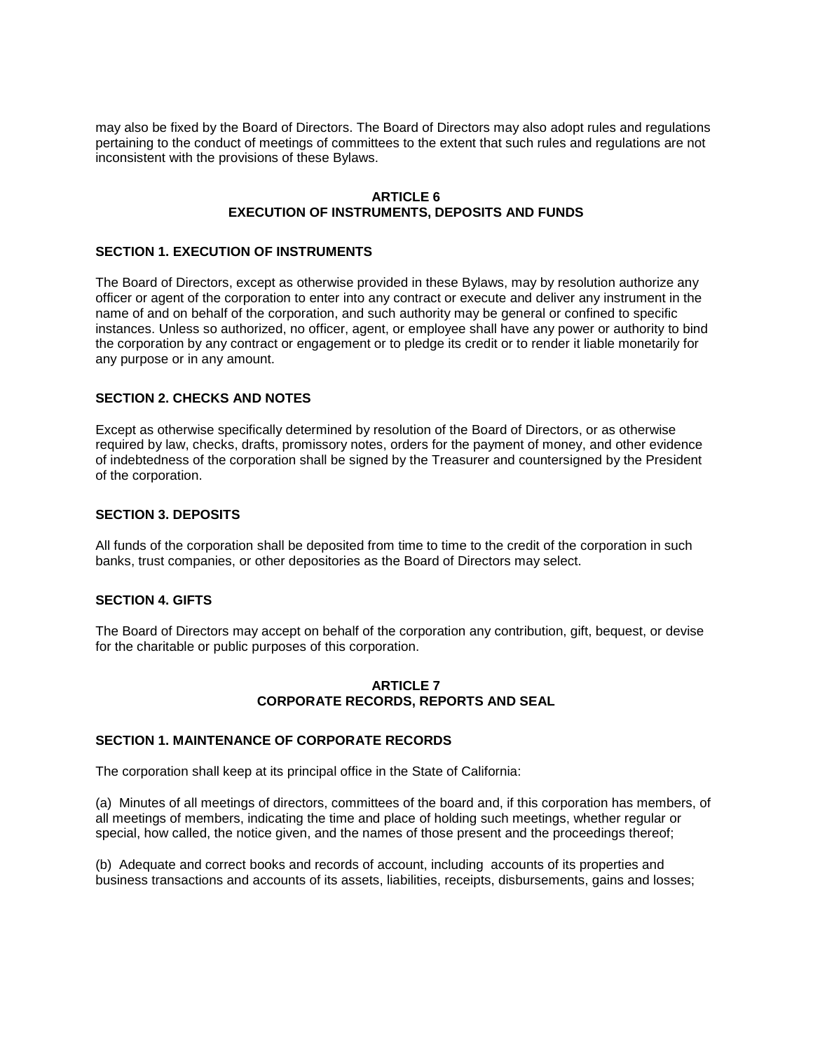may also be fixed by the Board of Directors. The Board of Directors may also adopt rules and regulations pertaining to the conduct of meetings of committees to the extent that such rules and regulations are not inconsistent with the provisions of these Bylaws.

## ARTICLE 6
## EXECUTION OF INSTRUMENTS, DEPOSITS AND FUNDS

### SECTION 1. EXECUTION OF INSTRUMENTS

The Board of Directors, except as otherwise provided in these Bylaws, may by resolution authorize any officer or agent of the corporation to enter into any contract or execute and deliver any instrument in the name of and on behalf of the corporation, and such authority may be general or confined to specific instances. Unless so authorized, no officer, agent, or employee shall have any power or authority to bind the corporation by any contract or engagement or to pledge its credit or to render it liable monetarily for any purpose or in any amount.

### SECTION 2. CHECKS AND NOTES

Except as otherwise specifically determined by resolution of the Board of Directors, or as otherwise required by law, checks, drafts, promissory notes, orders for the payment of money, and other evidence of indebtedness of the corporation shall be signed by the Treasurer and countersigned by the President of the corporation.

### SECTION 3. DEPOSITS

All funds of the corporation shall be deposited from time to time to the credit of the corporation in such banks, trust companies, or other depositories as the Board of Directors may select.

### SECTION 4. GIFTS

The Board of Directors may accept on behalf of the corporation any contribution, gift, bequest, or devise for the charitable or public purposes of this corporation.

## ARTICLE 7
## CORPORATE RECORDS, REPORTS AND SEAL

### SECTION 1. MAINTENANCE OF CORPORATE RECORDS

The corporation shall keep at its principal office in the State of California:

(a) Minutes of all meetings of directors, committees of the board and, if this corporation has members, of all meetings of members, indicating the time and place of holding such meetings, whether regular or special, how called, the notice given, and the names of those present and the proceedings thereof;

(b) Adequate and correct books and records of account, including accounts of its properties and business transactions and accounts of its assets, liabilities, receipts, disbursements, gains and losses;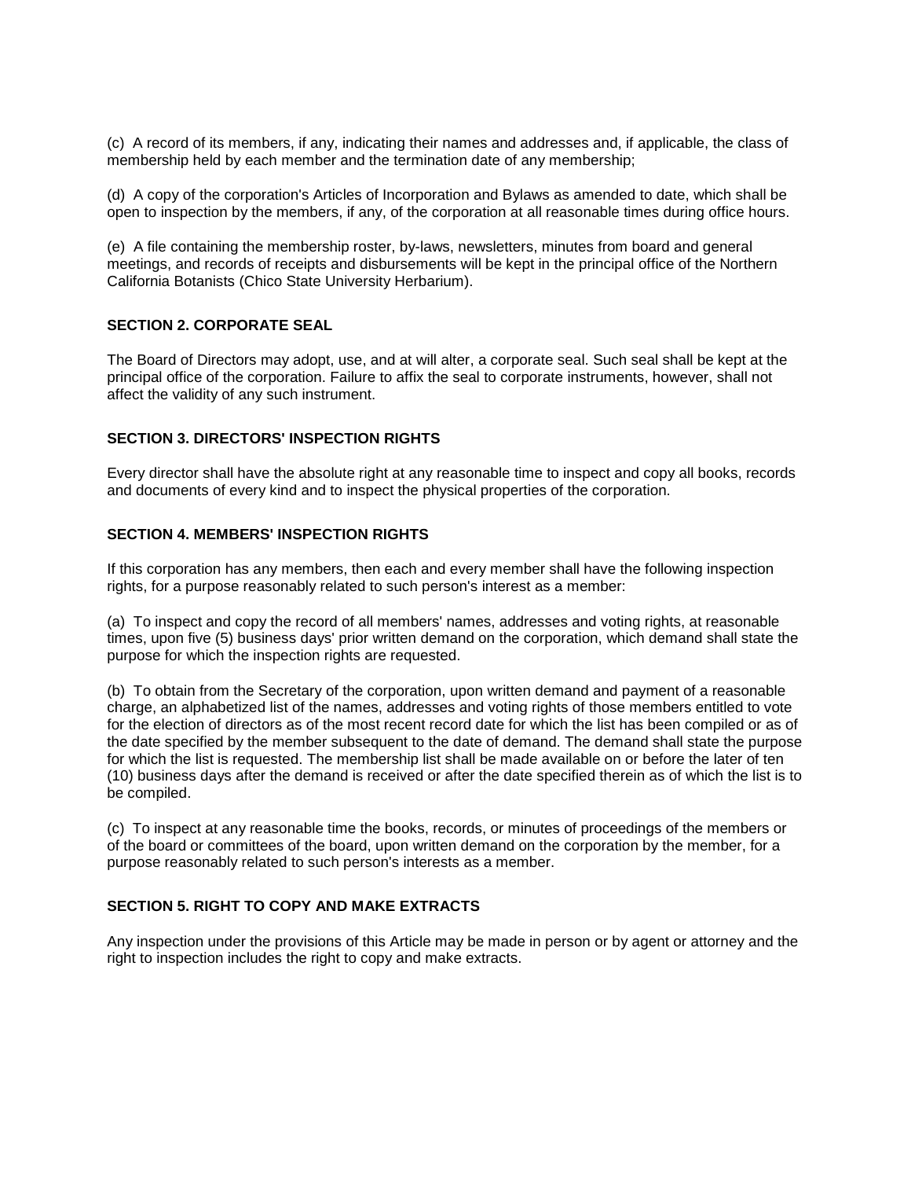(c) A record of its members, if any, indicating their names and addresses and, if applicable, the class of membership held by each member and the termination date of any membership;

(d) A copy of the corporation's Articles of Incorporation and Bylaws as amended to date, which shall be open to inspection by the members, if any, of the corporation at all reasonable times during office hours.

(e) A file containing the membership roster, by-laws, newsletters, minutes from board and general meetings, and records of receipts and disbursements will be kept in the principal office of the Northern California Botanists (Chico State University Herbarium).

**SECTION 2. CORPORATE SEAL**

The Board of Directors may adopt, use, and at will alter, a corporate seal. Such seal shall be kept at the principal office of the corporation. Failure to affix the seal to corporate instruments, however, shall not affect the validity of any such instrument.

**SECTION 3. DIRECTORS' INSPECTION RIGHTS**

Every director shall have the absolute right at any reasonable time to inspect and copy all books, records and documents of every kind and to inspect the physical properties of the corporation.

**SECTION 4. MEMBERS' INSPECTION RIGHTS**

If this corporation has any members, then each and every member shall have the following inspection rights, for a purpose reasonably related to such person's interest as a member:

(a) To inspect and copy the record of all members' names, addresses and voting rights, at reasonable times, upon five (5) business days' prior written demand on the corporation, which demand shall state the purpose for which the inspection rights are requested.

(b) To obtain from the Secretary of the corporation, upon written demand and payment of a reasonable charge, an alphabetized list of the names, addresses and voting rights of those members entitled to vote for the election of directors as of the most recent record date for which the list has been compiled or as of the date specified by the member subsequent to the date of demand. The demand shall state the purpose for which the list is requested. The membership list shall be made available on or before the later of ten (10) business days after the demand is received or after the date specified therein as of which the list is to be compiled.

(c) To inspect at any reasonable time the books, records, or minutes of proceedings of the members or of the board or committees of the board, upon written demand on the corporation by the member, for a purpose reasonably related to such person's interests as a member.

**SECTION 5. RIGHT TO COPY AND MAKE EXTRACTS**

Any inspection under the provisions of this Article may be made in person or by agent or attorney and the right to inspection includes the right to copy and make extracts.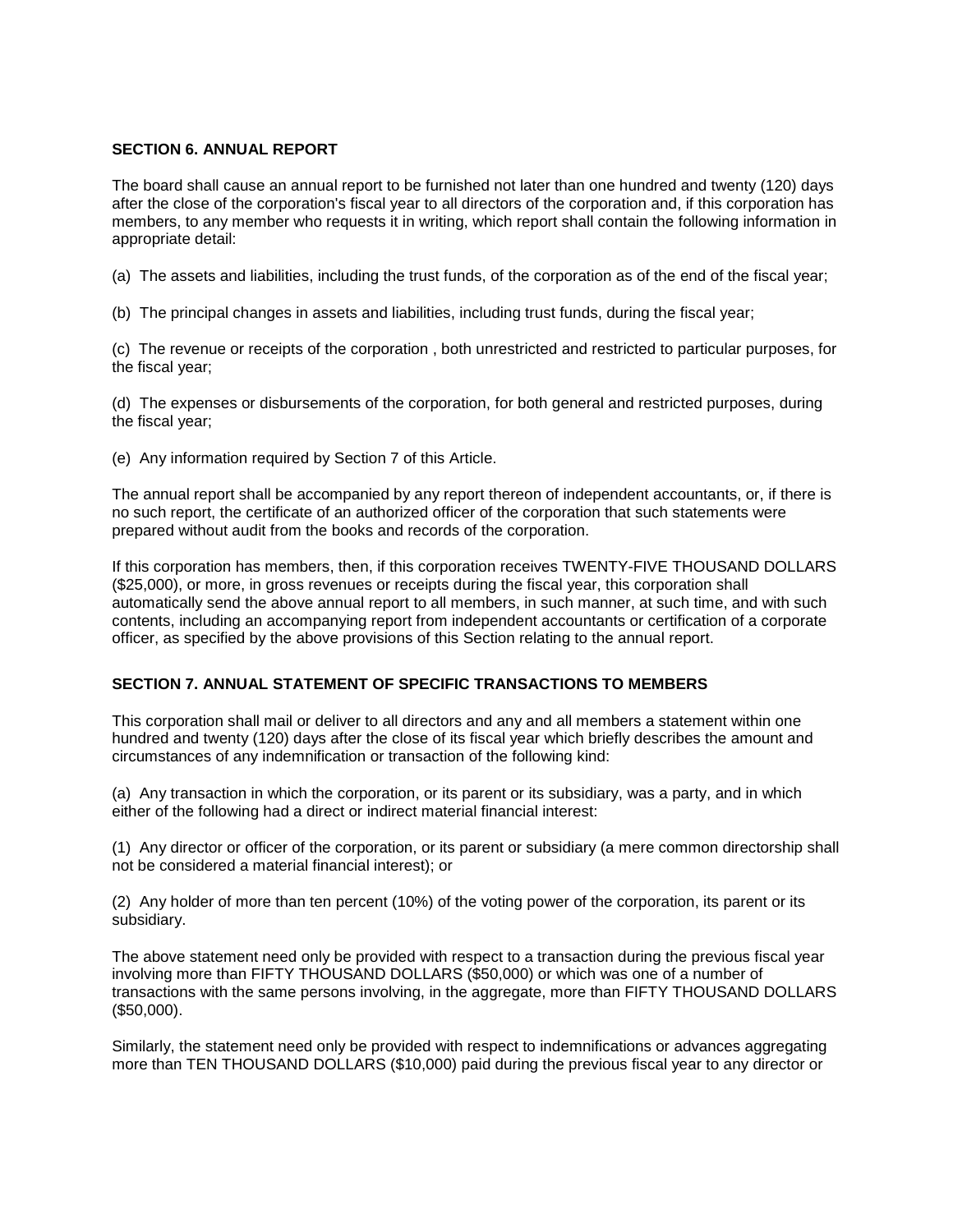### SECTION 6. ANNUAL REPORT

The board shall cause an annual report to be furnished not later than one hundred and twenty (120) days after the close of the corporation's fiscal year to all directors of the corporation and, if this corporation has members, to any member who requests it in writing, which report shall contain the following information in appropriate detail:

(a) The assets and liabilities, including the trust funds, of the corporation as of the end of the fiscal year;

(b) The principal changes in assets and liabilities, including trust funds, during the fiscal year;

(c) The revenue or receipts of the corporation , both unrestricted and restricted to particular purposes, for the fiscal year;

(d) The expenses or disbursements of the corporation, for both general and restricted purposes, during the fiscal year;

(e) Any information required by Section 7 of this Article.

The annual report shall be accompanied by any report thereon of independent accountants, or, if there is no such report, the certificate of an authorized officer of the corporation that such statements were prepared without audit from the books and records of the corporation.

If this corporation has members, then, if this corporation receives TWENTY-FIVE THOUSAND DOLLARS ($25,000), or more, in gross revenues or receipts during the fiscal year, this corporation shall automatically send the above annual report to all members, in such manner, at such time, and with such contents, including an accompanying report from independent accountants or certification of a corporate officer, as specified by the above provisions of this Section relating to the annual report.

### SECTION 7. ANNUAL STATEMENT OF SPECIFIC TRANSACTIONS TO MEMBERS

This corporation shall mail or deliver to all directors and any and all members a statement within one hundred and twenty (120) days after the close of its fiscal year which briefly describes the amount and circumstances of any indemnification or transaction of the following kind:

(a) Any transaction in which the corporation, or its parent or its subsidiary, was a party, and in which either of the following had a direct or indirect material financial interest:

(1) Any director or officer of the corporation, or its parent or subsidiary (a mere common directorship shall not be considered a material financial interest); or

(2) Any holder of more than ten percent (10%) of the voting power of the corporation, its parent or its subsidiary.

The above statement need only be provided with respect to a transaction during the previous fiscal year involving more than FIFTY THOUSAND DOLLARS ($50,000) or which was one of a number of transactions with the same persons involving, in the aggregate, more than FIFTY THOUSAND DOLLARS ($50,000).

Similarly, the statement need only be provided with respect to indemnifications or advances aggregating more than TEN THOUSAND DOLLARS ($10,000) paid during the previous fiscal year to any director or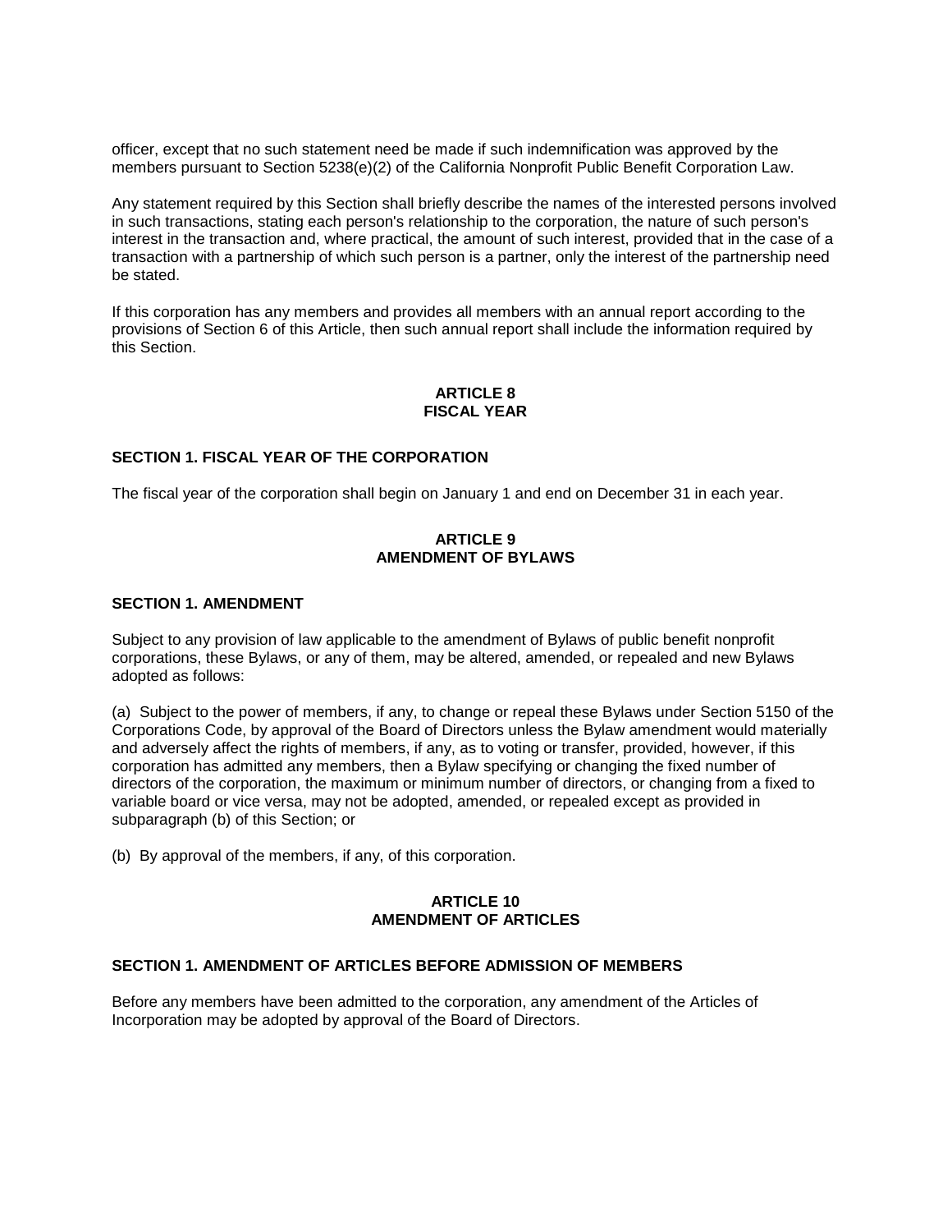officer, except that no such statement need be made if such indemnification was approved by the members pursuant to Section 5238(e)(2) of the California Nonprofit Public Benefit Corporation Law.

Any statement required by this Section shall briefly describe the names of the interested persons involved in such transactions, stating each person's relationship to the corporation, the nature of such person's interest in the transaction and, where practical, the amount of such interest, provided that in the case of a transaction with a partnership of which such person is a partner, only the interest of the partnership need be stated.

If this corporation has any members and provides all members with an annual report according to the provisions of Section 6 of this Article, then such annual report shall include the information required by this Section.

## ARTICLE 8
## FISCAL YEAR

### SECTION 1. FISCAL YEAR OF THE CORPORATION

The fiscal year of the corporation shall begin on January 1 and end on December 31 in each year.

## ARTICLE 9
## AMENDMENT OF BYLAWS

### SECTION 1. AMENDMENT

Subject to any provision of law applicable to the amendment of Bylaws of public benefit nonprofit corporations, these Bylaws, or any of them, may be altered, amended, or repealed and new Bylaws adopted as follows:

(a) Subject to the power of members, if any, to change or repeal these Bylaws under Section 5150 of the Corporations Code, by approval of the Board of Directors unless the Bylaw amendment would materially and adversely affect the rights of members, if any, as to voting or transfer, provided, however, if this corporation has admitted any members, then a Bylaw specifying or changing the fixed number of directors of the corporation, the maximum or minimum number of directors, or changing from a fixed to variable board or vice versa, may not be adopted, amended, or repealed except as provided in subparagraph (b) of this Section; or

(b) By approval of the members, if any, of this corporation.

## ARTICLE 10
## AMENDMENT OF ARTICLES

### SECTION 1. AMENDMENT OF ARTICLES BEFORE ADMISSION OF MEMBERS

Before any members have been admitted to the corporation, any amendment of the Articles of Incorporation may be adopted by approval of the Board of Directors.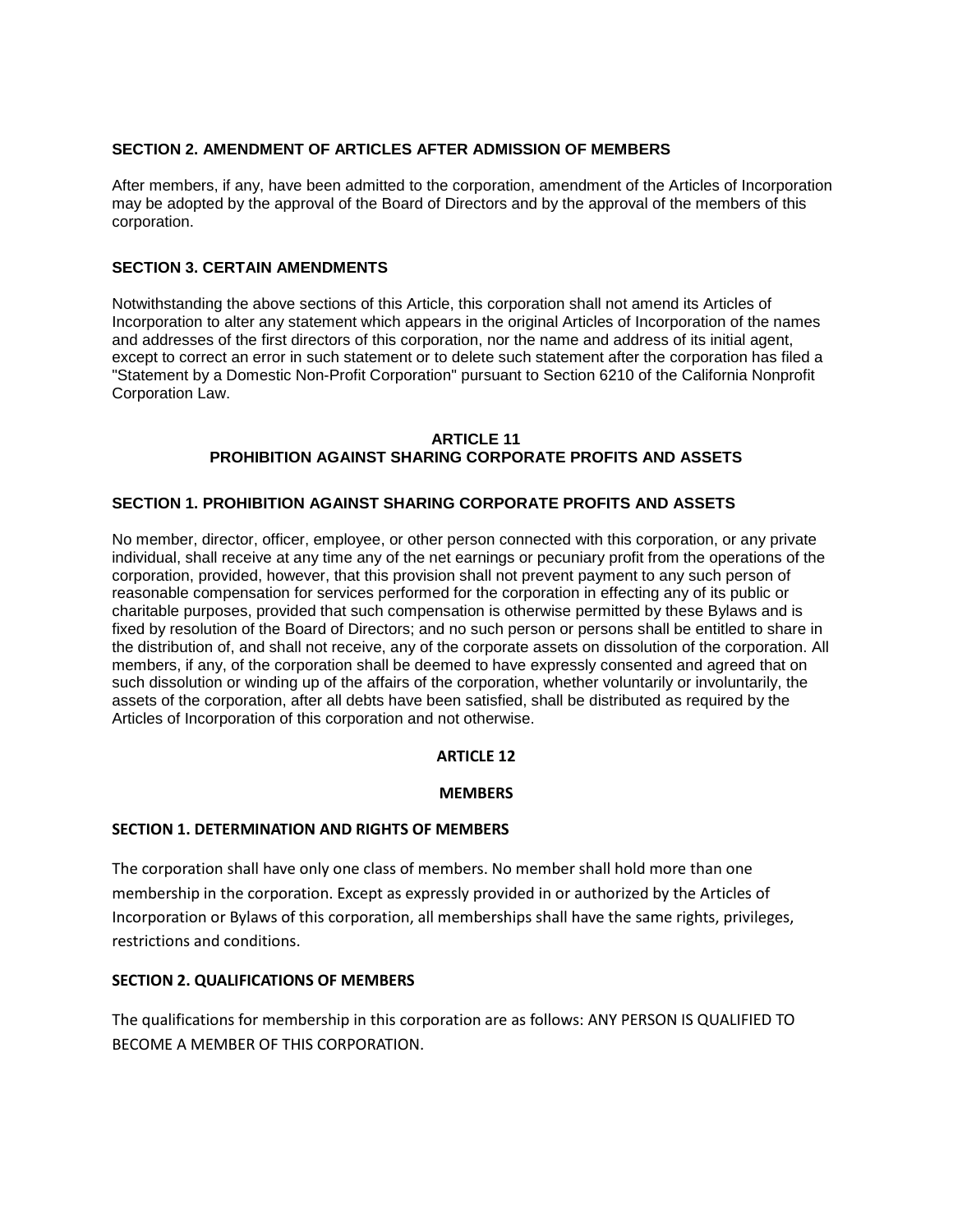### SECTION 2. AMENDMENT OF ARTICLES AFTER ADMISSION OF MEMBERS

After members, if any, have been admitted to the corporation, amendment of the Articles of Incorporation may be adopted by the approval of the Board of Directors and by the approval of the members of this corporation.

### SECTION 3. CERTAIN AMENDMENTS

Notwithstanding the above sections of this Article, this corporation shall not amend its Articles of Incorporation to alter any statement which appears in the original Articles of Incorporation of the names and addresses of the first directors of this corporation, nor the name and address of its initial agent, except to correct an error in such statement or to delete such statement after the corporation has filed a "Statement by a Domestic Non-Profit Corporation" pursuant to Section 6210 of the California Nonprofit Corporation Law.

## ARTICLE 11
## PROHIBITION AGAINST SHARING CORPORATE PROFITS AND ASSETS

### SECTION 1. PROHIBITION AGAINST SHARING CORPORATE PROFITS AND ASSETS

No member, director, officer, employee, or other person connected with this corporation, or any private individual, shall receive at any time any of the net earnings or pecuniary profit from the operations of the corporation, provided, however, that this provision shall not prevent payment to any such person of reasonable compensation for services performed for the corporation in effecting any of its public or charitable purposes, provided that such compensation is otherwise permitted by these Bylaws and is fixed by resolution of the Board of Directors; and no such person or persons shall be entitled to share in the distribution of, and shall not receive, any of the corporate assets on dissolution of the corporation. All members, if any, of the corporation shall be deemed to have expressly consented and agreed that on such dissolution or winding up of the affairs of the corporation, whether voluntarily or involuntarily, the assets of the corporation, after all debts have been satisfied, shall be distributed as required by the Articles of Incorporation of this corporation and not otherwise.

## ARTICLE 12

## MEMBERS

### SECTION 1. DETERMINATION AND RIGHTS OF MEMBERS

The corporation shall have only one class of members. No member shall hold more than one membership in the corporation. Except as expressly provided in or authorized by the Articles of Incorporation or Bylaws of this corporation, all memberships shall have the same rights, privileges, restrictions and conditions.

### SECTION 2. QUALIFICATIONS OF MEMBERS

The qualifications for membership in this corporation are as follows: ANY PERSON IS QUALIFIED TO BECOME A MEMBER OF THIS CORPORATION.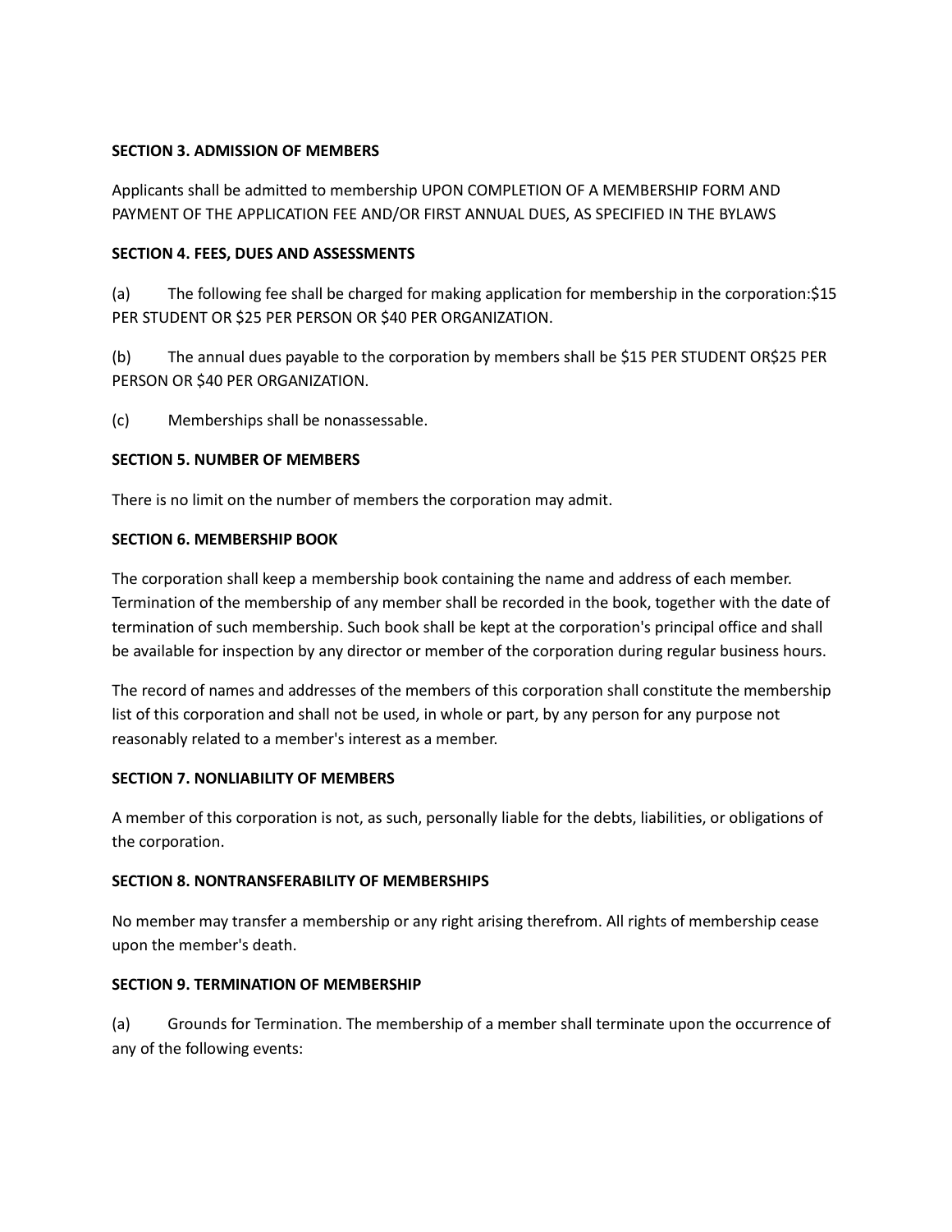**SECTION 3. ADMISSION OF MEMBERS**

Applicants shall be admitted to membership UPON COMPLETION OF A MEMBERSHIP FORM AND PAYMENT OF THE APPLICATION FEE AND/OR FIRST ANNUAL DUES, AS SPECIFIED IN THE BYLAWS

**SECTION 4. FEES, DUES AND ASSESSMENTS**

(a) The following fee shall be charged for making application for membership in the corporation:$15 PER STUDENT OR $25 PER PERSON OR $40 PER ORGANIZATION.

(b) The annual dues payable to the corporation by members shall be $15 PER STUDENT OR$25 PER PERSON OR $40 PER ORGANIZATION.

(c) Memberships shall be nonassessable.

**SECTION 5. NUMBER OF MEMBERS**

There is no limit on the number of members the corporation may admit.

**SECTION 6. MEMBERSHIP BOOK**

The corporation shall keep a membership book containing the name and address of each member. Termination of the membership of any member shall be recorded in the book, together with the date of termination of such membership. Such book shall be kept at the corporation's principal office and shall be available for inspection by any director or member of the corporation during regular business hours.

The record of names and addresses of the members of this corporation shall constitute the membership list of this corporation and shall not be used, in whole or part, by any person for any purpose not reasonably related to a member's interest as a member.

**SECTION 7. NONLIABILITY OF MEMBERS**

A member of this corporation is not, as such, personally liable for the debts, liabilities, or obligations of the corporation.

**SECTION 8. NONTRANSFERABILITY OF MEMBERSHIPS**

No member may transfer a membership or any right arising therefrom. All rights of membership cease upon the member's death.

**SECTION 9. TERMINATION OF MEMBERSHIP**

(a) Grounds for Termination. The membership of a member shall terminate upon the occurrence of any of the following events: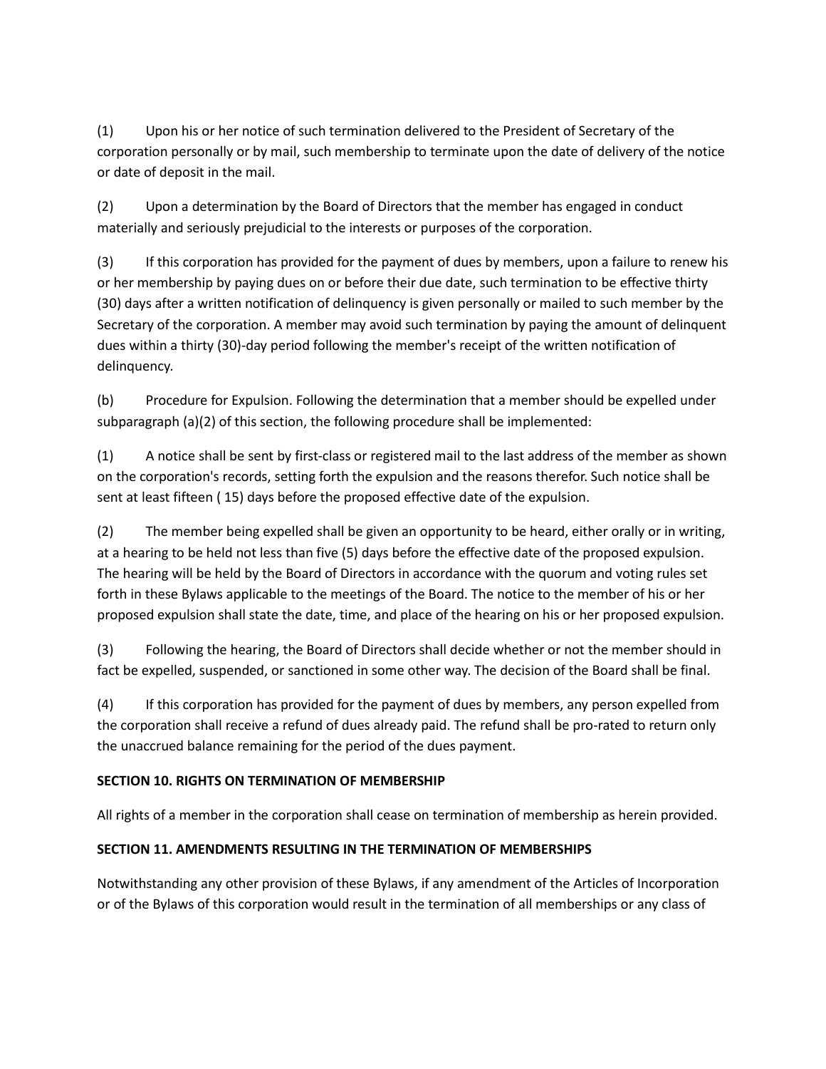(1) Upon his or her notice of such termination delivered to the President of Secretary of the corporation personally or by mail, such membership to terminate upon the date of delivery of the notice or date of deposit in the mail.

(2) Upon a determination by the Board of Directors that the member has engaged in conduct materially and seriously prejudicial to the interests or purposes of the corporation.

(3) If this corporation has provided for the payment of dues by members, upon a failure to renew his or her membership by paying dues on or before their due date, such termination to be effective thirty (30) days after a written notification of delinquency is given personally or mailed to such member by the Secretary of the corporation. A member may avoid such termination by paying the amount of delinquent dues within a thirty (30)-day period following the member's receipt of the written notification of delinquency.

(b) Procedure for Expulsion. Following the determination that a member should be expelled under subparagraph (a)(2) of this section, the following procedure shall be implemented:

(1) A notice shall be sent by first-class or registered mail to the last address of the member as shown on the corporation's records, setting forth the expulsion and the reasons therefor. Such notice shall be sent at least fifteen ( 15) days before the proposed effective date of the expulsion.

(2) The member being expelled shall be given an opportunity to be heard, either orally or in writing, at a hearing to be held not less than five (5) days before the effective date of the proposed expulsion. The hearing will be held by the Board of Directors in accordance with the quorum and voting rules set forth in these Bylaws applicable to the meetings of the Board. The notice to the member of his or her proposed expulsion shall state the date, time, and place of the hearing on his or her proposed expulsion.

(3) Following the hearing, the Board of Directors shall decide whether or not the member should in fact be expelled, suspended, or sanctioned in some other way. The decision of the Board shall be final.

(4) If this corporation has provided for the payment of dues by members, any person expelled from the corporation shall receive a refund of dues already paid. The refund shall be pro-rated to return only the unaccrued balance remaining for the period of the dues payment.

**SECTION 10. RIGHTS ON TERMINATION OF MEMBERSHIP**

All rights of a member in the corporation shall cease on termination of membership as herein provided.

**SECTION 11. AMENDMENTS RESULTING IN THE TERMINATION OF MEMBERSHIPS**

Notwithstanding any other provision of these Bylaws, if any amendment of the Articles of Incorporation or of the Bylaws of this corporation would result in the termination of all memberships or any class of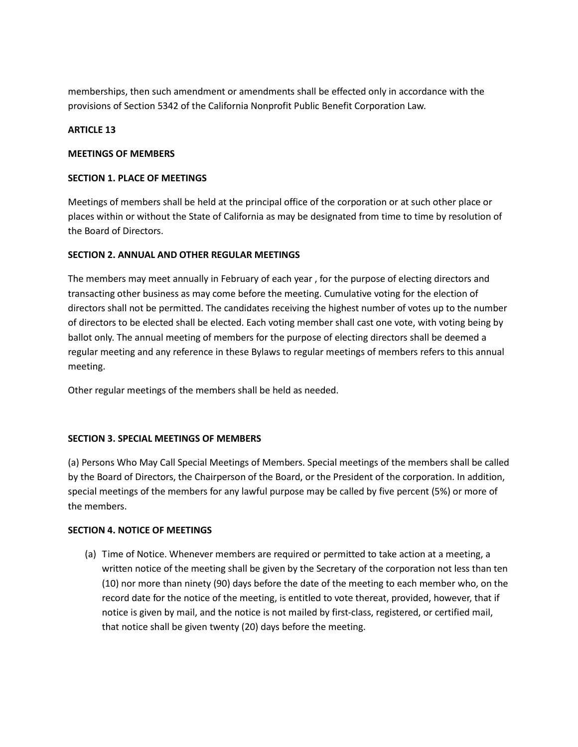memberships, then such amendment or amendments shall be effected only in accordance with the provisions of Section 5342 of the California Nonprofit Public Benefit Corporation Law.

**ARTICLE 13**

**MEETINGS OF MEMBERS**

**SECTION 1. PLACE OF MEETINGS**

Meetings of members shall be held at the principal office of the corporation or at such other place or places within or without the State of California as may be designated from time to time by resolution of the Board of Directors.

**SECTION 2. ANNUAL AND OTHER REGULAR MEETINGS**

The members may meet annually in February of each year , for the purpose of electing directors and transacting other business as may come before the meeting. Cumulative voting for the election of directors shall not be permitted. The candidates receiving the highest number of votes up to the number of directors to be elected shall be elected. Each voting member shall cast one vote, with voting being by ballot only. The annual meeting of members for the purpose of electing directors shall be deemed a regular meeting and any reference in these Bylaws to regular meetings of members refers to this annual meeting.

Other regular meetings of the members shall be held as needed.

**SECTION 3. SPECIAL MEETINGS OF MEMBERS**

(a) Persons Who May Call Special Meetings of Members. Special meetings of the members shall be called by the Board of Directors, the Chairperson of the Board, or the President of the corporation. In addition, special meetings of the members for any lawful purpose may be called by five percent (5%) or more of the members.

**SECTION 4. NOTICE OF MEETINGS**

(a) Time of Notice. Whenever members are required or permitted to take action at a meeting, a written notice of the meeting shall be given by the Secretary of the corporation not less than ten (10) nor more than ninety (90) days before the date of the meeting to each member who, on the record date for the notice of the meeting, is entitled to vote thereat, provided, however, that if notice is given by mail, and the notice is not mailed by first-class, registered, or certified mail, that notice shall be given twenty (20) days before the meeting.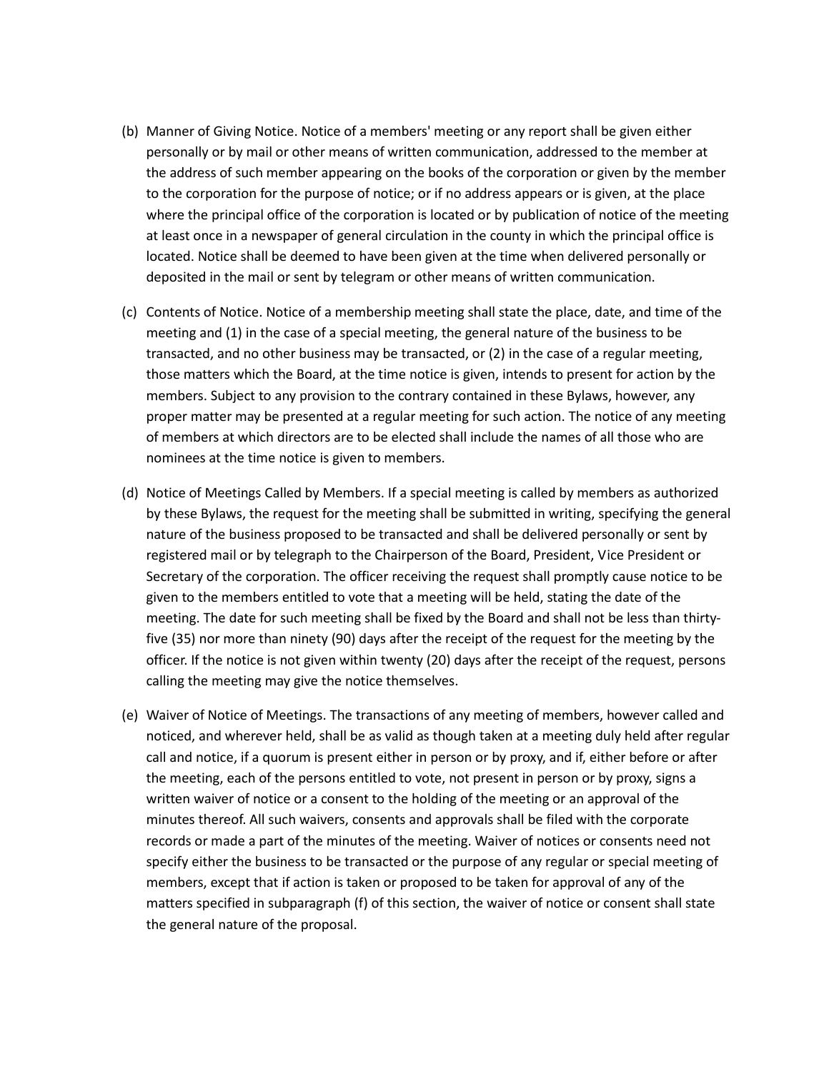(b) Manner of Giving Notice. Notice of a members' meeting or any report shall be given either personally or by mail or other means of written communication, addressed to the member at the address of such member appearing on the books of the corporation or given by the member to the corporation for the purpose of notice; or if no address appears or is given, at the place where the principal office of the corporation is located or by publication of notice of the meeting at least once in a newspaper of general circulation in the county in which the principal office is located. Notice shall be deemed to have been given at the time when delivered personally or deposited in the mail or sent by telegram or other means of written communication.

(c) Contents of Notice. Notice of a membership meeting shall state the place, date, and time of the meeting and (1) in the case of a special meeting, the general nature of the business to be transacted, and no other business may be transacted, or (2) in the case of a regular meeting, those matters which the Board, at the time notice is given, intends to present for action by the members. Subject to any provision to the contrary contained in these Bylaws, however, any proper matter may be presented at a regular meeting for such action. The notice of any meeting of members at which directors are to be elected shall include the names of all those who are nominees at the time notice is given to members.

(d) Notice of Meetings Called by Members. If a special meeting is called by members as authorized by these Bylaws, the request for the meeting shall be submitted in writing, specifying the general nature of the business proposed to be transacted and shall be delivered personally or sent by registered mail or by telegraph to the Chairperson of the Board, President, Vice President or Secretary of the corporation. The officer receiving the request shall promptly cause notice to be given to the members entitled to vote that a meeting will be held, stating the date of the meeting. The date for such meeting shall be fixed by the Board and shall not be less than thirty-five (35) nor more than ninety (90) days after the receipt of the request for the meeting by the officer. If the notice is not given within twenty (20) days after the receipt of the request, persons calling the meeting may give the notice themselves.

(e) Waiver of Notice of Meetings. The transactions of any meeting of members, however called and noticed, and wherever held, shall be as valid as though taken at a meeting duly held after regular call and notice, if a quorum is present either in person or by proxy, and if, either before or after the meeting, each of the persons entitled to vote, not present in person or by proxy, signs a written waiver of notice or a consent to the holding of the meeting or an approval of the minutes thereof. All such waivers, consents and approvals shall be filed with the corporate records or made a part of the minutes of the meeting. Waiver of notices or consents need not specify either the business to be transacted or the purpose of any regular or special meeting of members, except that if action is taken or proposed to be taken for approval of any of the matters specified in subparagraph (f) of this section, the waiver of notice or consent shall state the general nature of the proposal.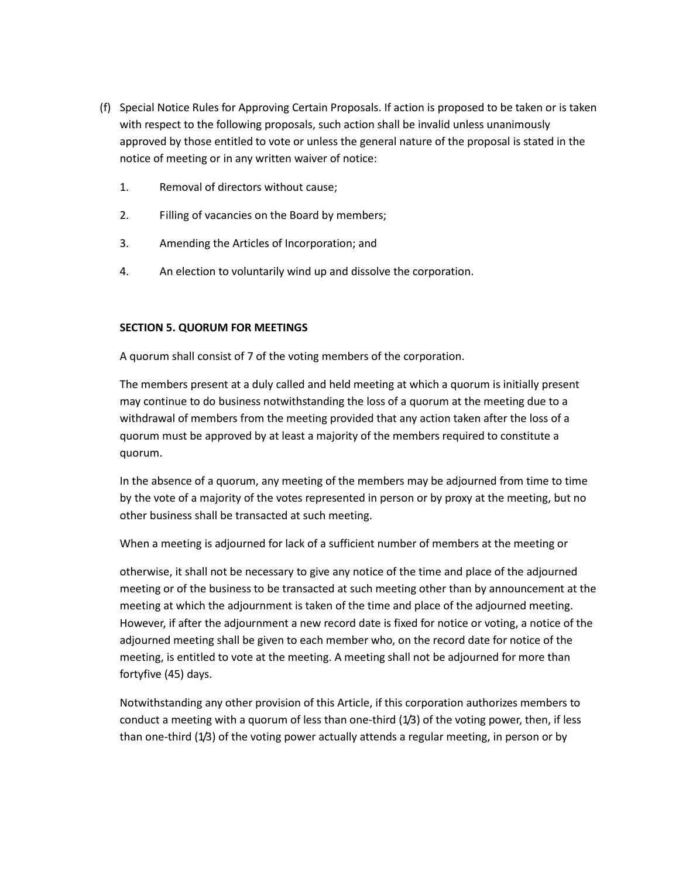(f) Special Notice Rules for Approving Certain Proposals. If action is proposed to be taken or is taken with respect to the following proposals, such action shall be invalid unless unanimously approved by those entitled to vote or unless the general nature of the proposal is stated in the notice of meeting or in any written waiver of notice:

1. Removal of directors without cause;
2. Filling of vacancies on the Board by members;
3. Amending the Articles of Incorporation; and
4. An election to voluntarily wind up and dissolve the corporation.

**SECTION 5. QUORUM FOR MEETINGS**

A quorum shall consist of 7 of the voting members of the corporation.

The members present at a duly called and held meeting at which a quorum is initially present may continue to do business notwithstanding the loss of a quorum at the meeting due to a withdrawal of members from the meeting provided that any action taken after the loss of a quorum must be approved by at least a majority of the members required to constitute a quorum.

In the absence of a quorum, any meeting of the members may be adjourned from time to time by the vote of a majority of the votes represented in person or by proxy at the meeting, but no other business shall be transacted at such meeting.

When a meeting is adjourned for lack of a sufficient number of members at the meeting or

otherwise, it shall not be necessary to give any notice of the time and place of the adjourned meeting or of the business to be transacted at such meeting other than by announcement at the meeting at which the adjournment is taken of the time and place of the adjourned meeting. However, if after the adjournment a new record date is fixed for notice or voting, a notice of the adjourned meeting shall be given to each member who, on the record date for notice of the meeting, is entitled to vote at the meeting. A meeting shall not be adjourned for more than fortyfive (45) days.

Notwithstanding any other provision of this Article, if this corporation authorizes members to conduct a meeting with a quorum of less than one-third (1/3) of the voting power, then, if less than one-third (1/3) of the voting power actually attends a regular meeting, in person or by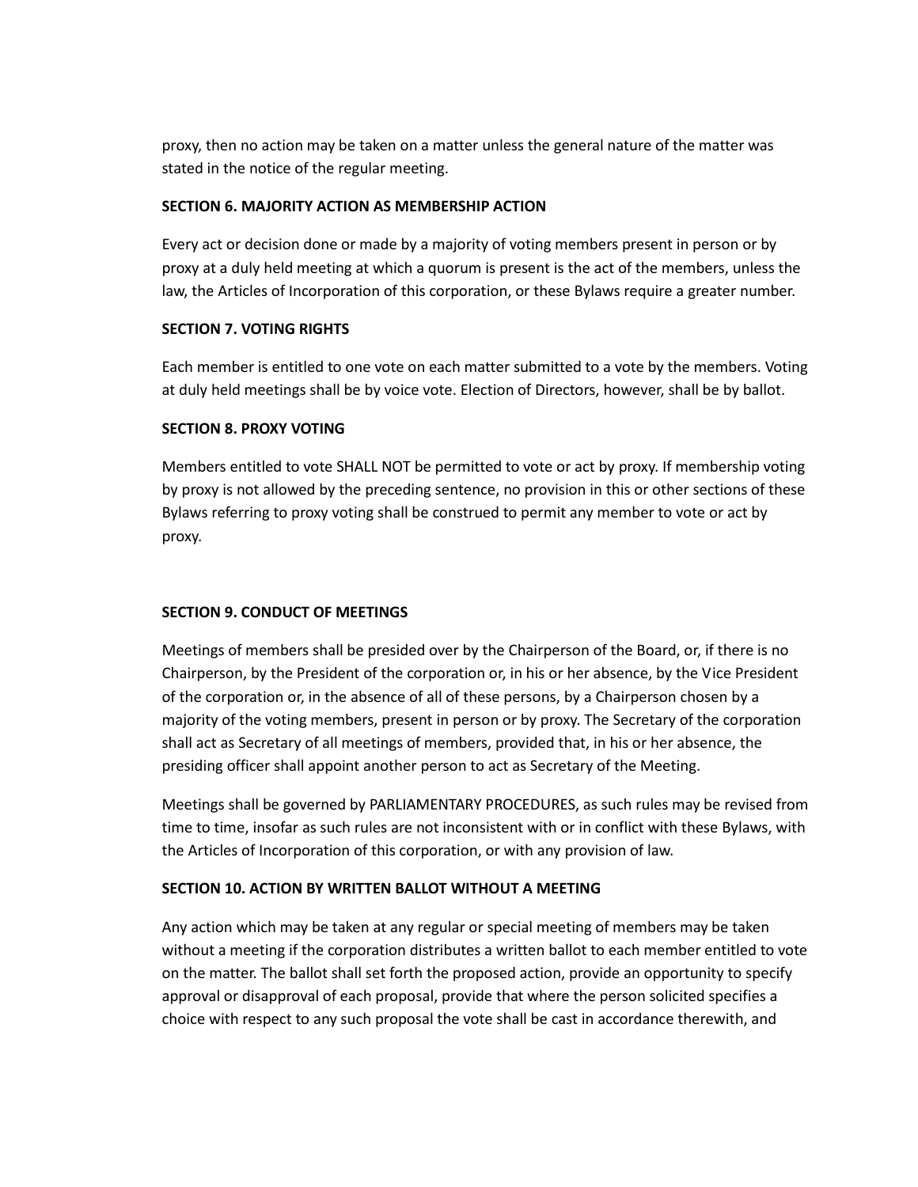proxy, then no action may be taken on a matter unless the general nature of the matter was stated in the notice of the regular meeting.

**SECTION 6. MAJORITY ACTION AS MEMBERSHIP ACTION**

Every act or decision done or made by a majority of voting members present in person or by proxy at a duly held meeting at which a quorum is present is the act of the members, unless the law, the Articles of Incorporation of this corporation, or these Bylaws require a greater number.

**SECTION 7. VOTING RIGHTS**

Each member is entitled to one vote on each matter submitted to a vote by the members. Voting at duly held meetings shall be by voice vote. Election of Directors, however, shall be by ballot.

**SECTION 8. PROXY VOTING**

Members entitled to vote SHALL NOT be permitted to vote or act by proxy. If membership voting by proxy is not allowed by the preceding sentence, no provision in this or other sections of these Bylaws referring to proxy voting shall be construed to permit any member to vote or act by proxy.

**SECTION 9. CONDUCT OF MEETINGS**

Meetings of members shall be presided over by the Chairperson of the Board, or, if there is no Chairperson, by the President of the corporation or, in his or her absence, by the Vice President of the corporation or, in the absence of all of these persons, by a Chairperson chosen by a majority of the voting members, present in person or by proxy. The Secretary of the corporation shall act as Secretary of all meetings of members, provided that, in his or her absence, the presiding officer shall appoint another person to act as Secretary of the Meeting.

Meetings shall be governed by PARLIAMENTARY PROCEDURES, as such rules may be revised from time to time, insofar as such rules are not inconsistent with or in conflict with these Bylaws, with the Articles of Incorporation of this corporation, or with any provision of law.

**SECTION 10. ACTION BY WRITTEN BALLOT WITHOUT A MEETING**

Any action which may be taken at any regular or special meeting of members may be taken without a meeting if the corporation distributes a written ballot to each member entitled to vote on the matter. The ballot shall set forth the proposed action, provide an opportunity to specify approval or disapproval of each proposal, provide that where the person solicited specifies a choice with respect to any such proposal the vote shall be cast in accordance therewith, and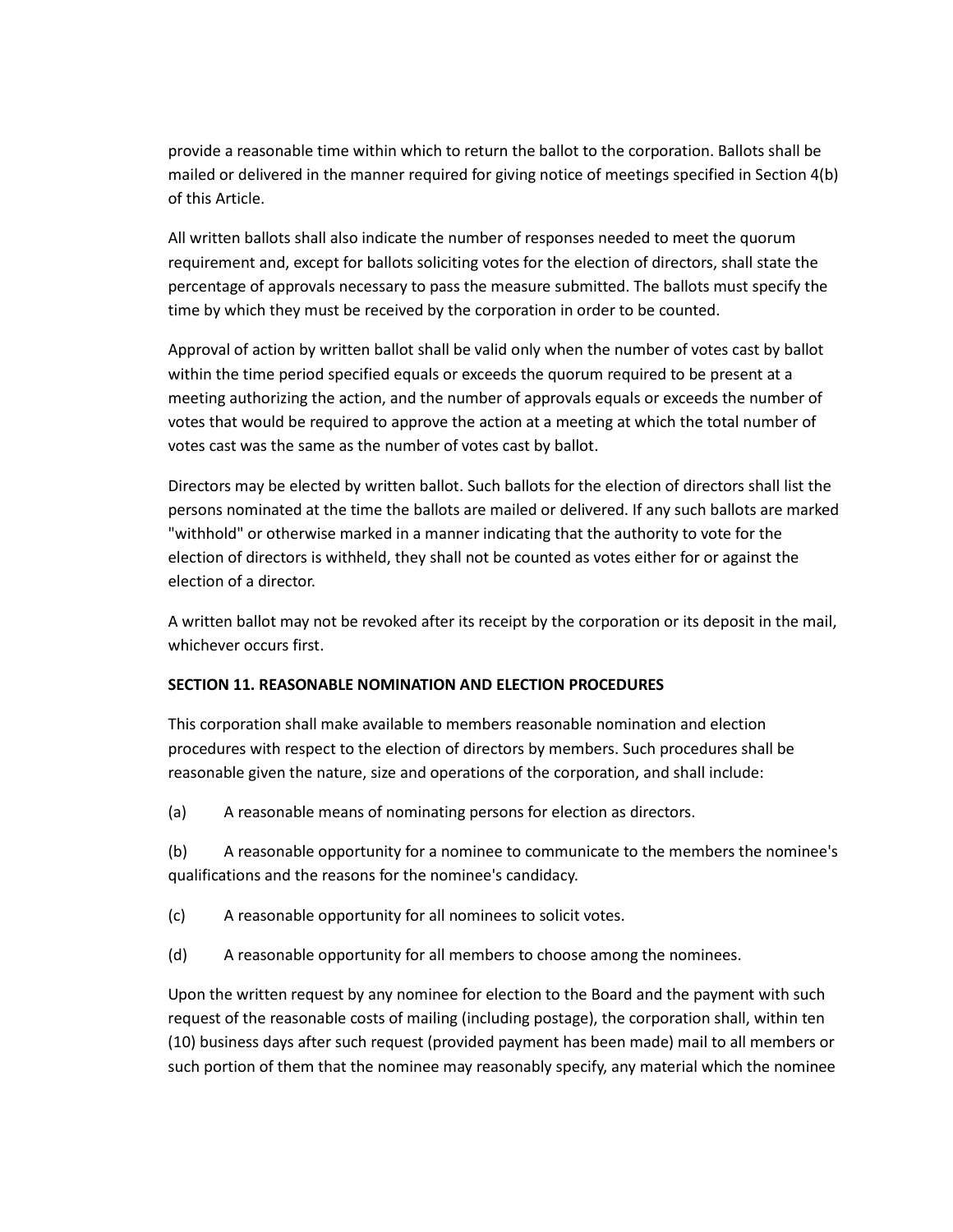provide a reasonable time within which to return the ballot to the corporation. Ballots shall be mailed or delivered in the manner required for giving notice of meetings specified in Section 4(b) of this Article.

All written ballots shall also indicate the number of responses needed to meet the quorum requirement and, except for ballots soliciting votes for the election of directors, shall state the percentage of approvals necessary to pass the measure submitted. The ballots must specify the time by which they must be received by the corporation in order to be counted.

Approval of action by written ballot shall be valid only when the number of votes cast by ballot within the time period specified equals or exceeds the quorum required to be present at a meeting authorizing the action, and the number of approvals equals or exceeds the number of votes that would be required to approve the action at a meeting at which the total number of votes cast was the same as the number of votes cast by ballot.

Directors may be elected by written ballot. Such ballots for the election of directors shall list the persons nominated at the time the ballots are mailed or delivered. If any such ballots are marked "withhold" or otherwise marked in a manner indicating that the authority to vote for the election of directors is withheld, they shall not be counted as votes either for or against the election of a director.

A written ballot may not be revoked after its receipt by the corporation or its deposit in the mail, whichever occurs first.

**SECTION 11. REASONABLE NOMINATION AND ELECTION PROCEDURES**

This corporation shall make available to members reasonable nomination and election procedures with respect to the election of directors by members. Such procedures shall be reasonable given the nature, size and operations of the corporation, and shall include:

(a) A reasonable means of nominating persons for election as directors.

(b) A reasonable opportunity for a nominee to communicate to the members the nominee's qualifications and the reasons for the nominee's candidacy.

(c) A reasonable opportunity for all nominees to solicit votes.

(d) A reasonable opportunity for all members to choose among the nominees.

Upon the written request by any nominee for election to the Board and the payment with such request of the reasonable costs of mailing (including postage), the corporation shall, within ten (10) business days after such request (provided payment has been made) mail to all members or such portion of them that the nominee may reasonably specify, any material which the nominee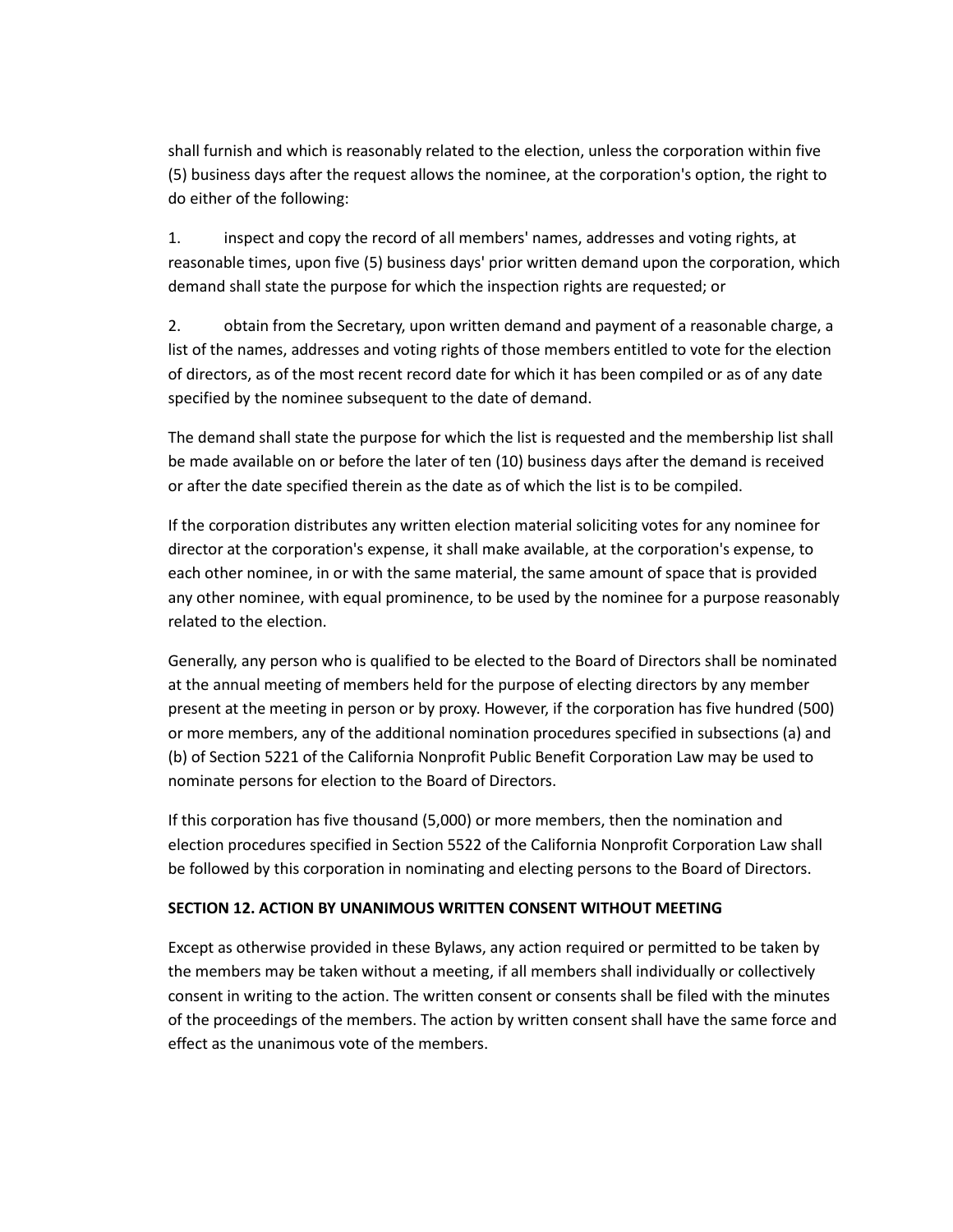shall furnish and which is reasonably related to the election, unless the corporation within five (5) business days after the request allows the nominee, at the corporation's option, the right to do either of the following:

1. inspect and copy the record of all members' names, addresses and voting rights, at reasonable times, upon five (5) business days' prior written demand upon the corporation, which demand shall state the purpose for which the inspection rights are requested; or

2. obtain from the Secretary, upon written demand and payment of a reasonable charge, a list of the names, addresses and voting rights of those members entitled to vote for the election of directors, as of the most recent record date for which it has been compiled or as of any date specified by the nominee subsequent to the date of demand.

The demand shall state the purpose for which the list is requested and the membership list shall be made available on or before the later of ten (10) business days after the demand is received or after the date specified therein as the date as of which the list is to be compiled.

If the corporation distributes any written election material soliciting votes for any nominee for director at the corporation's expense, it shall make available, at the corporation's expense, to each other nominee, in or with the same material, the same amount of space that is provided any other nominee, with equal prominence, to be used by the nominee for a purpose reasonably related to the election.

Generally, any person who is qualified to be elected to the Board of Directors shall be nominated at the annual meeting of members held for the purpose of electing directors by any member present at the meeting in person or by proxy. However, if the corporation has five hundred (500) or more members, any of the additional nomination procedures specified in subsections (a) and (b) of Section 5221 of the California Nonprofit Public Benefit Corporation Law may be used to nominate persons for election to the Board of Directors.

If this corporation has five thousand (5,000) or more members, then the nomination and election procedures specified in Section 5522 of the California Nonprofit Corporation Law shall be followed by this corporation in nominating and electing persons to the Board of Directors.

**SECTION 12. ACTION BY UNANIMOUS WRITTEN CONSENT WITHOUT MEETING**

Except as otherwise provided in these Bylaws, any action required or permitted to be taken by the members may be taken without a meeting, if all members shall individually or collectively consent in writing to the action. The written consent or consents shall be filed with the minutes of the proceedings of the members. The action by written consent shall have the same force and effect as the unanimous vote of the members.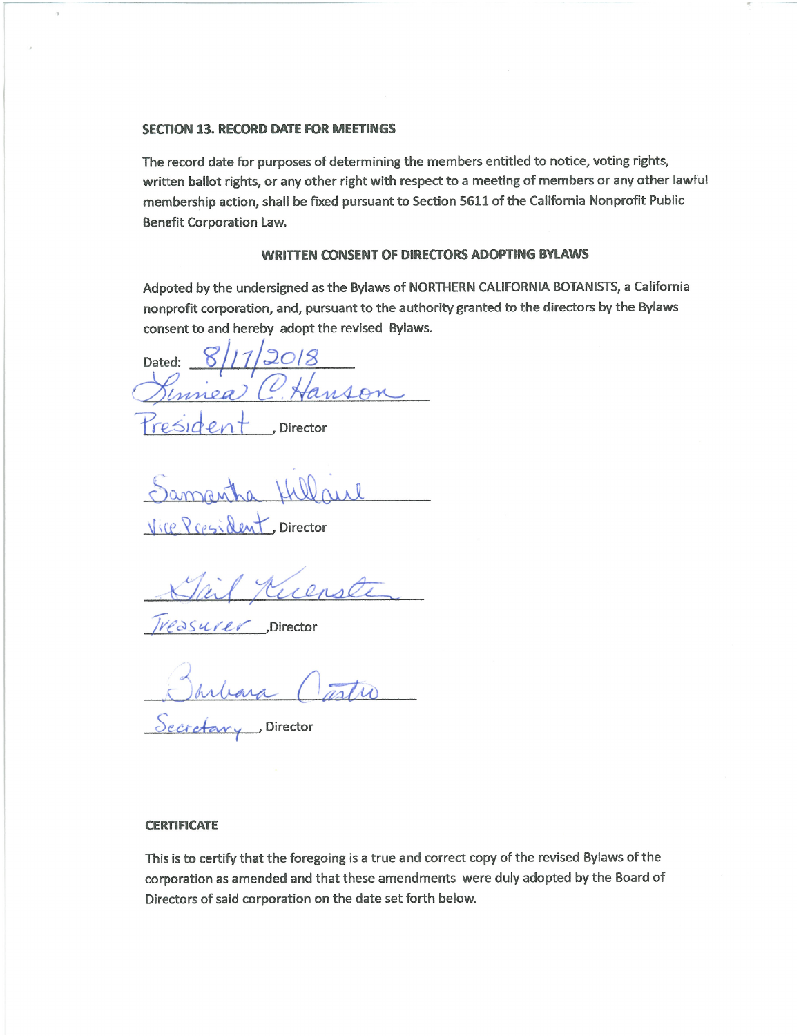**SECTION 13. RECORD DATE FOR MEETINGS**

The record date for purposes of determining the members entitled to notice, voting rights, written ballot rights, or any other right with respect to a meeting of members or any other lawful membership action, shall be fixed pursuant to Section 5611 of the California Nonprofit Public Benefit Corporation Law.

**WRITTEN CONSENT OF DIRECTORS ADOPTING BYLAWS**

Adpoted by the undersigned as the Bylaws of NORTHERN CALIFORNIA BOTANISTS, a California nonprofit corporation, and, pursuant to the authority granted to the directors by the Bylaws consent to and hereby adopt the revised Bylaws.

Dated: 8/17/2018

Linnea C. Hanson
President, Director

Samantha Hillaire
Vice President, Director

Gail Kuenster
Treasurer, Director

Barbara Castro
Secretary, Director

**CERTIFICATE**

This is to certify that the foregoing is a true and correct copy of the revised Bylaws of the corporation as amended and that these amendments were duly adopted by the Board of Directors of said corporation on the date set forth below.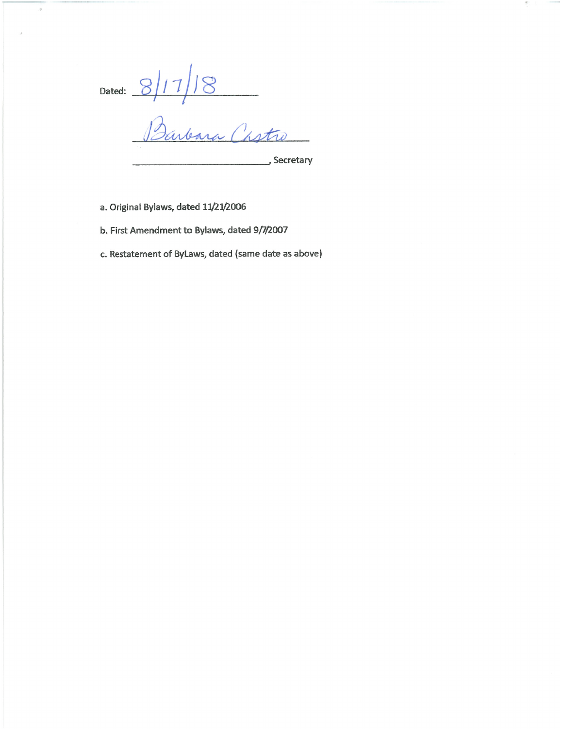Dated: 8/17/18

Barbara Castro

\_\_\_\_\_\_\_\_\_\_\_\_\_\_\_\_\_\_\_\_\_\_\_\_\_\_\_\_, Secretary

a. Original Bylaws, dated 11/21/2006

b. First Amendment to Bylaws, dated 9/7/2007

c. Restatement of ByLaws, dated (same date as above)